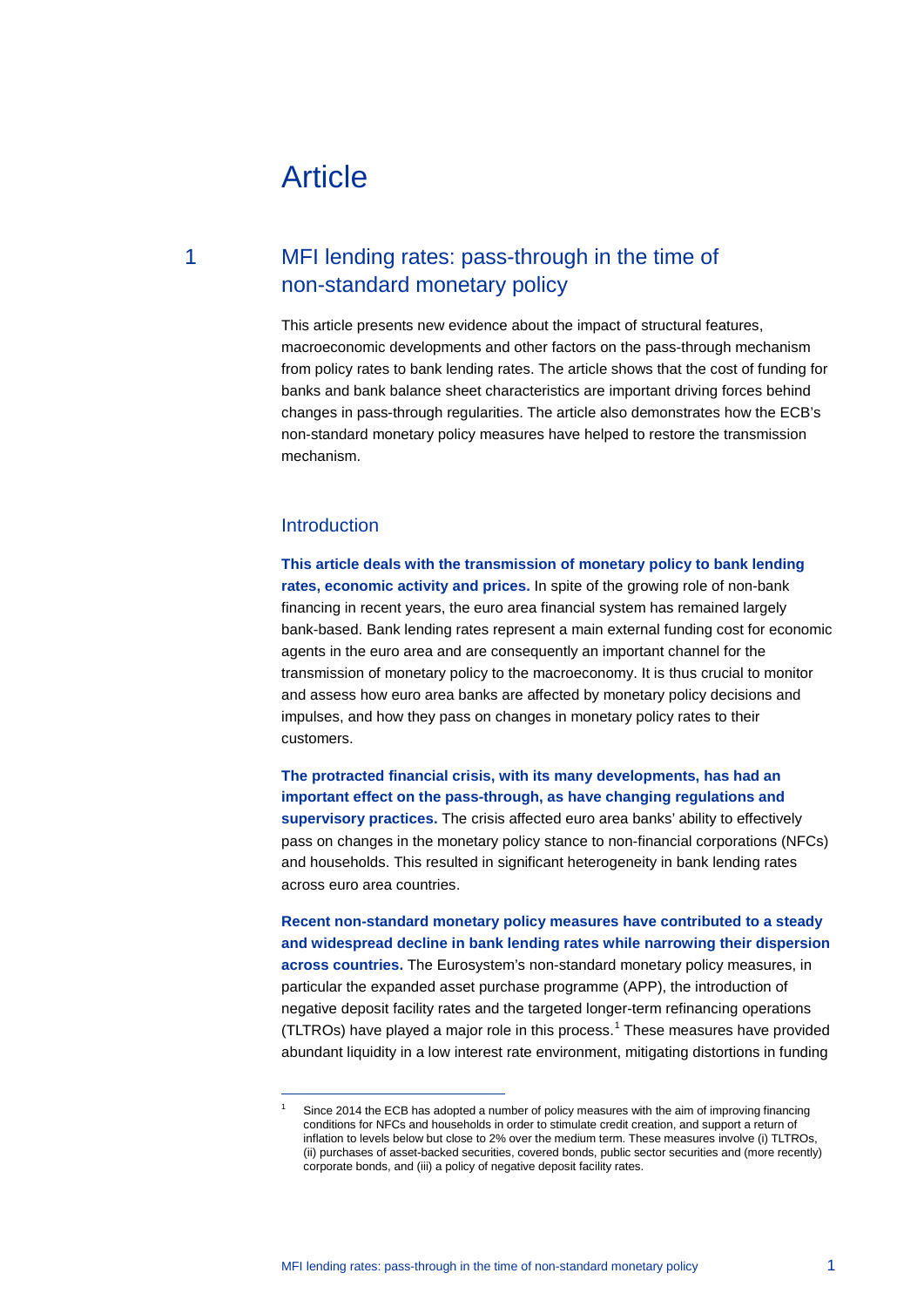# Article

## 1 MFI lending rates: pass-through in the time of non-standard monetary policy

This article presents new evidence about the impact of structural features, macroeconomic developments and other factors on the pass-through mechanism from policy rates to bank lending rates. The article shows that the cost of funding for banks and bank balance sheet characteristics are important driving forces behind changes in pass-through regularities. The article also demonstrates how the ECB's non-standard monetary policy measures have helped to restore the transmission mechanism.

### Introduction

**This article deals with the transmission of monetary policy to bank lending rates, economic activity and prices.** In spite of the growing role of non-bank financing in recent years, the euro area financial system has remained largely bank-based. Bank lending rates represent a main external funding cost for economic agents in the euro area and are consequently an important channel for the transmission of monetary policy to the macroeconomy. It is thus crucial to monitor and assess how euro area banks are affected by monetary policy decisions and impulses, and how they pass on changes in monetary policy rates to their customers.

**The protracted financial crisis, with its many developments, has had an important effect on the pass-through, as have changing regulations and supervisory practices.** The crisis affected euro area banks' ability to effectively pass on changes in the monetary policy stance to non-financial corporations (NFCs) and households. This resulted in significant heterogeneity in bank lending rates across euro area countries.

**Recent non-standard monetary policy measures have contributed to a steady and widespread decline in bank lending rates while narrowing their dispersion across countries.** The Eurosystem's non-standard monetary policy measures, in particular the expanded asset purchase programme (APP), the introduction of negative deposit facility rates and the targeted longer-term refinancing operations (TLTROs) have played a major role in this process.[1] These measures have provided abundant liquidity in a low interest rate environment, mitigating distortions in funding

---

[1] Since 2014 the ECB has adopted a number of policy measures with the aim of improving financing conditions for NFCs and households in order to stimulate credit creation, and support a return of inflation to levels below but close to 2% over the medium term. These measures involve (i) TLTROs, (ii) purchases of asset-backed securities, covered bonds, public sector securities and (more recently) corporate bonds, and (iii) a policy of negative deposit facility rates.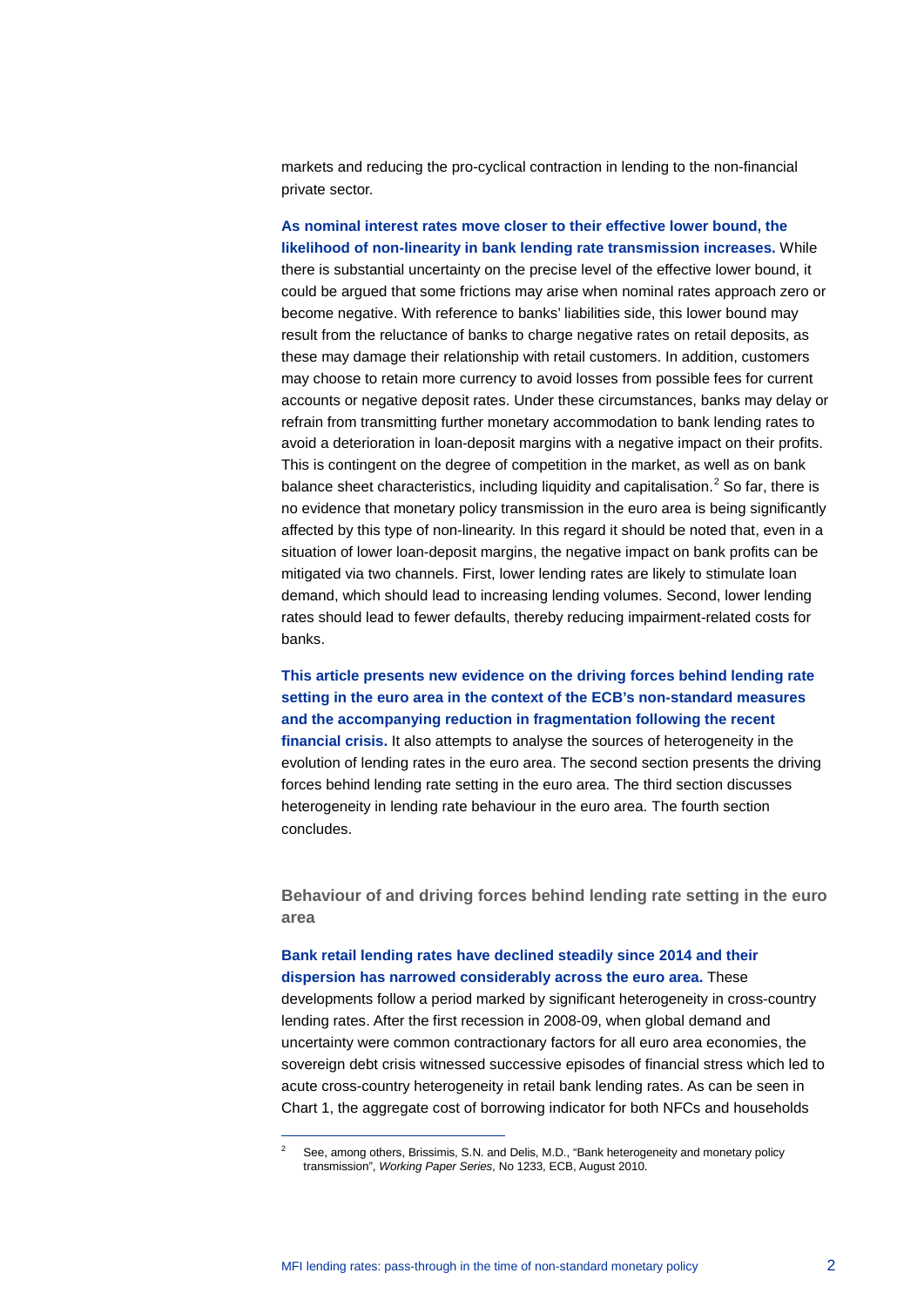markets and reducing the pro-cyclical contraction in lending to the non-financial private sector.

**As nominal interest rates move closer to their effective lower bound, the likelihood of non-linearity in bank lending rate transmission increases.** While there is substantial uncertainty on the precise level of the effective lower bound, it could be argued that some frictions may arise when nominal rates approach zero or become negative. With reference to banks' liabilities side, this lower bound may result from the reluctance of banks to charge negative rates on retail deposits, as these may damage their relationship with retail customers. In addition, customers may choose to retain more currency to avoid losses from possible fees for current accounts or negative deposit rates. Under these circumstances, banks may delay or refrain from transmitting further monetary accommodation to bank lending rates to avoid a deterioration in loan-deposit margins with a negative impact on their profits. This is contingent on the degree of competition in the market, as well as on bank balance sheet characteristics, including liquidity and capitalisation.[2] So far, there is no evidence that monetary policy transmission in the euro area is being significantly affected by this type of non-linearity. In this regard it should be noted that, even in a situation of lower loan-deposit margins, the negative impact on bank profits can be mitigated via two channels. First, lower lending rates are likely to stimulate loan demand, which should lead to increasing lending volumes. Second, lower lending rates should lead to fewer defaults, thereby reducing impairment-related costs for banks.

**This article presents new evidence on the driving forces behind lending rate setting in the euro area in the context of the ECB's non-standard measures and the accompanying reduction in fragmentation following the recent financial crisis.** It also attempts to analyse the sources of heterogeneity in the evolution of lending rates in the euro area. The second section presents the driving forces behind lending rate setting in the euro area. The third section discusses heterogeneity in lending rate behaviour in the euro area. The fourth section concludes.

## Behaviour of and driving forces behind lending rate setting in the euro area

**Bank retail lending rates have declined steadily since 2014 and their dispersion has narrowed considerably across the euro area.** These developments follow a period marked by significant heterogeneity in cross-country lending rates. After the first recession in 2008-09, when global demand and uncertainty were common contractionary factors for all euro area economies, the sovereign debt crisis witnessed successive episodes of financial stress which led to acute cross-country heterogeneity in retail bank lending rates. As can be seen in Chart 1, the aggregate cost of borrowing indicator for both NFCs and households

---

[2] See, among others, Brissimis, S.N. and Delis, M.D., "Bank heterogeneity and monetary policy transmission", *Working Paper Series*, No 1233, ECB, August 2010.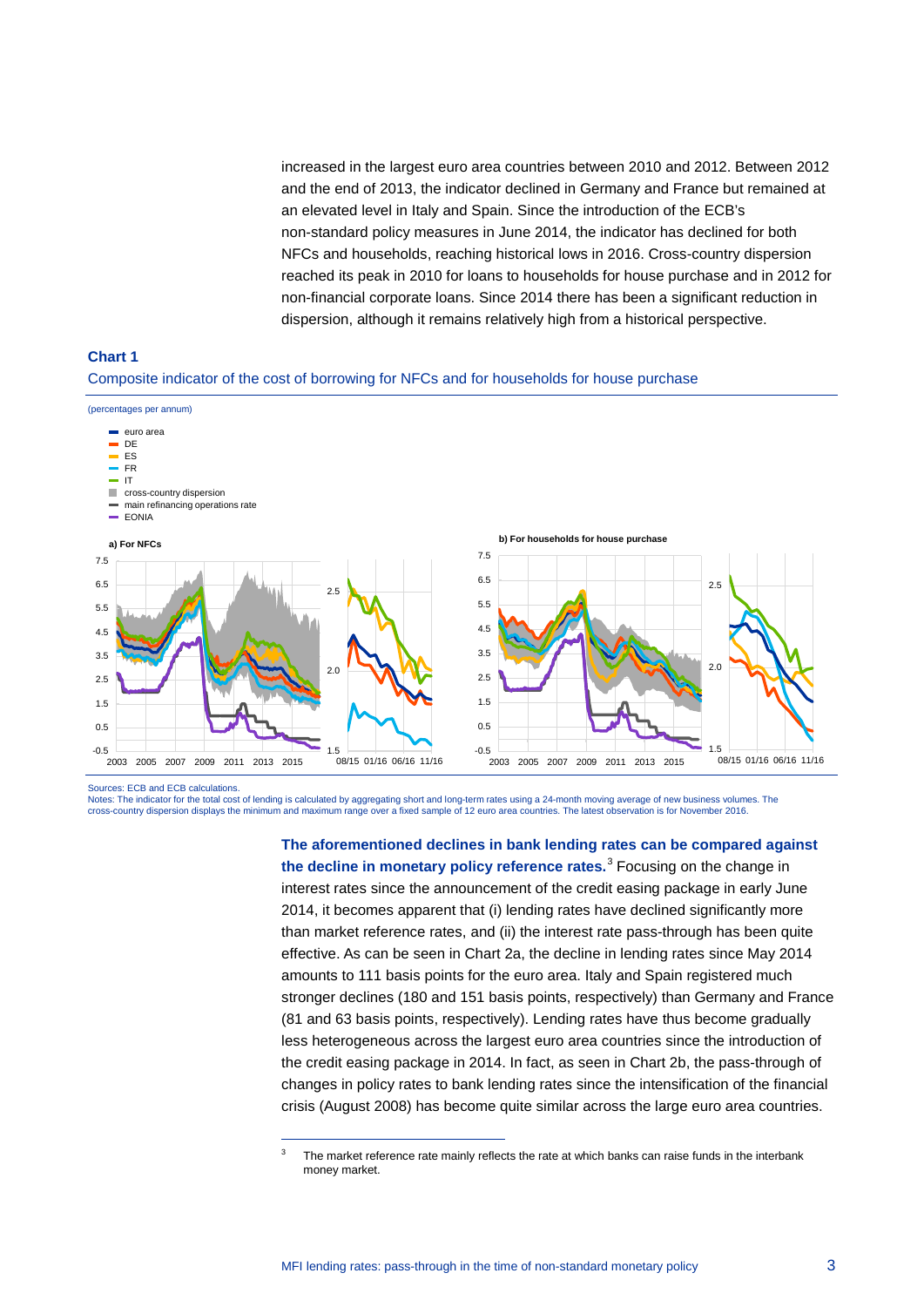increased in the largest euro area countries between 2010 and 2012. Between 2012 and the end of 2013, the indicator declined in Germany and France but remained at an elevated level in Italy and Spain. Since the introduction of the ECB's non-standard policy measures in June 2014, the indicator has declined for both NFCs and households, reaching historical lows in 2016. Cross-country dispersion reached its peak in 2010 for loans to households for house purchase and in 2012 for non-financial corporate loans. Since 2014 there has been a significant reduction in dispersion, although it remains relatively high from a historical perspective.

**Chart 1**

Composite indicator of the cost of borrowing for NFCs and for households for house purchase

(percentages per annum)

Sources: ECB and ECB calculations.
Notes: The indicator for the total cost of lending is calculated by aggregating short and long-term rates using a 24-month moving average of new business volumes. The cross-country dispersion displays the minimum and maximum range over a fixed sample of 12 euro area countries. The latest observation is for November 2016.

**The aforementioned declines in bank lending rates can be compared against the decline in monetary policy reference rates.**[3] Focusing on the change in interest rates since the announcement of the credit easing package in early June 2014, it becomes apparent that (i) lending rates have declined significantly more than market reference rates, and (ii) the interest rate pass-through has been quite effective. As can be seen in Chart 2a, the decline in lending rates since May 2014 amounts to 111 basis points for the euro area. Italy and Spain registered much stronger declines (180 and 151 basis points, respectively) than Germany and France (81 and 63 basis points, respectively). Lending rates have thus become gradually less heterogeneous across the largest euro area countries since the introduction of the credit easing package in 2014. In fact, as seen in Chart 2b, the pass-through of changes in policy rates to bank lending rates since the intensification of the financial crisis (August 2008) has become quite similar across the large euro area countries.

[3] The market reference rate mainly reflects the rate at which banks can raise funds in the interbank money market.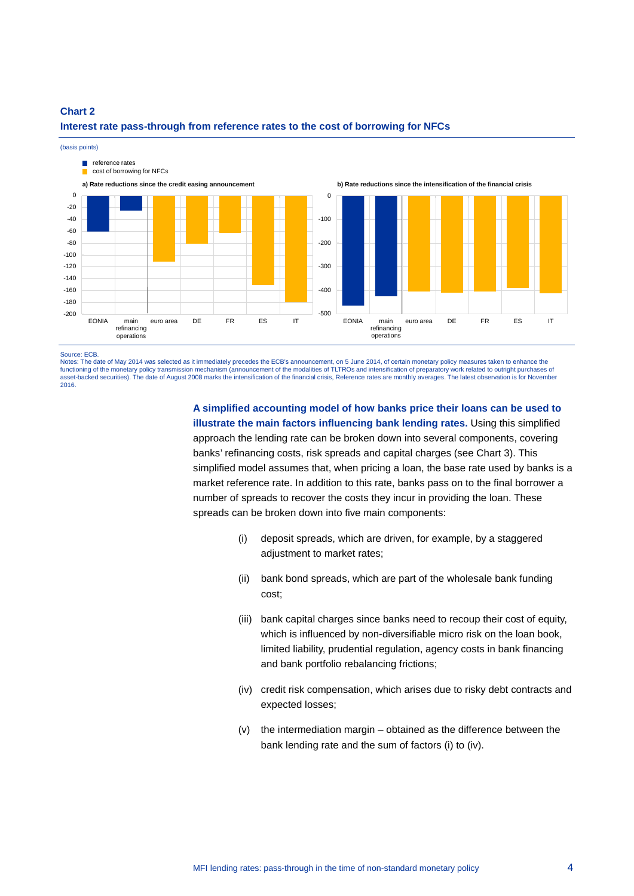**Chart 2**

**Interest rate pass-through from reference rates to the cost of borrowing for NFCs**

(basis points)

Source: ECB.
Notes: The date of May 2014 was selected as it immediately precedes the ECB's announcement, on 5 June 2014, of certain monetary policy measures taken to enhance the functioning of the monetary policy transmission mechanism (announcement of the modalities of TLTROs and intensification of preparatory work related to outright purchases of asset-backed securities). The date of August 2008 marks the intensification of the financial crisis, Reference rates are monthly averages. The latest observation is for November 2016.

**A simplified accounting model of how banks price their loans can be used to illustrate the main factors influencing bank lending rates.** Using this simplified approach the lending rate can be broken down into several components, covering banks' refinancing costs, risk spreads and capital charges (see Chart 3). This simplified model assumes that, when pricing a loan, the base rate used by banks is a market reference rate. In addition to this rate, banks pass on to the final borrower a number of spreads to recover the costs they incur in providing the loan. These spreads can be broken down into five main components:

(i) deposit spreads, which are driven, for example, by a staggered adjustment to market rates;

(ii) bank bond spreads, which are part of the wholesale bank funding cost;

(iii) bank capital charges since banks need to recoup their cost of equity, which is influenced by non-diversifiable micro risk on the loan book, limited liability, prudential regulation, agency costs in bank financing and bank portfolio rebalancing frictions;

(iv) credit risk compensation, which arises due to risky debt contracts and expected losses;

(v) the intermediation margin – obtained as the difference between the bank lending rate and the sum of factors (i) to (iv).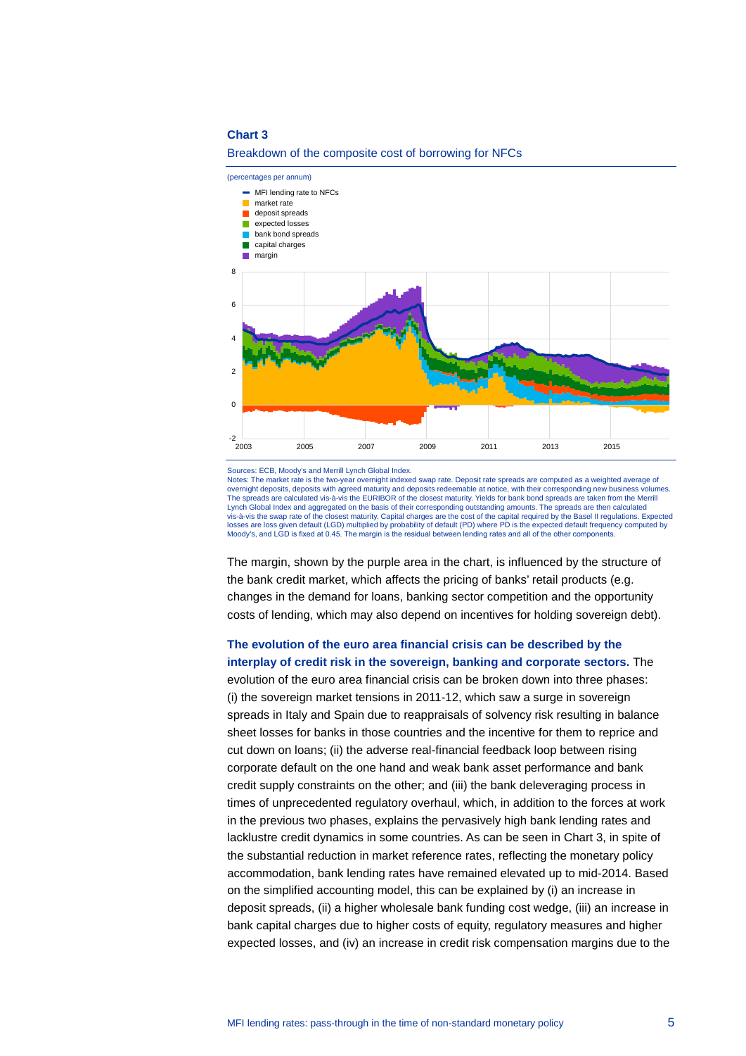**Chart 3**

Breakdown of the composite cost of borrowing for NFCs

(percentages per annum)

- MFI lending rate to NFCs
- market rate
- deposit spreads
- expected losses
- bank bond spreads
- capital charges
- margin

Sources: ECB, Moody's and Merrill Lynch Global Index.
Notes: The market rate is the two-year overnight indexed swap rate. Deposit rate spreads are computed as a weighted average of overnight deposits, deposits with agreed maturity and deposits redeemable at notice, with their corresponding new business volumes. The spreads are calculated vis-à-vis the EURIBOR of the closest maturity. Yields for bank bond spreads are taken from the Merrill Lynch Global Index and aggregated on the basis of their corresponding outstanding amounts. The spreads are then calculated vis-à-vis the swap rate of the closest maturity. Capital charges are the cost of the capital required by the Basel II regulations. Expected losses are loss given default (LGD) multiplied by probability of default (PD) where PD is the expected default frequency computed by Moody's, and LGD is fixed at 0.45. The margin is the residual between lending rates and all of the other components.

The margin, shown by the purple area in the chart, is influenced by the structure of the bank credit market, which affects the pricing of banks' retail products (e.g. changes in the demand for loans, banking sector competition and the opportunity costs of lending, which may also depend on incentives for holding sovereign debt).

**The evolution of the euro area financial crisis can be described by the interplay of credit risk in the sovereign, banking and corporate sectors.** The evolution of the euro area financial crisis can be broken down into three phases: (i) the sovereign market tensions in 2011-12, which saw a surge in sovereign spreads in Italy and Spain due to reappraisals of solvency risk resulting in balance sheet losses for banks in those countries and the incentive for them to reprice and cut down on loans; (ii) the adverse real-financial feedback loop between rising corporate default on the one hand and weak bank asset performance and bank credit supply constraints on the other; and (iii) the bank deleveraging process in times of unprecedented regulatory overhaul, which, in addition to the forces at work in the previous two phases, explains the pervasively high bank lending rates and lacklustre credit dynamics in some countries. As can be seen in Chart 3, in spite of the substantial reduction in market reference rates, reflecting the monetary policy accommodation, bank lending rates have remained elevated up to mid-2014. Based on the simplified accounting model, this can be explained by (i) an increase in deposit spreads, (ii) a higher wholesale bank funding cost wedge, (iii) an increase in bank capital charges due to higher costs of equity, regulatory measures and higher expected losses, and (iv) an increase in credit risk compensation margins due to the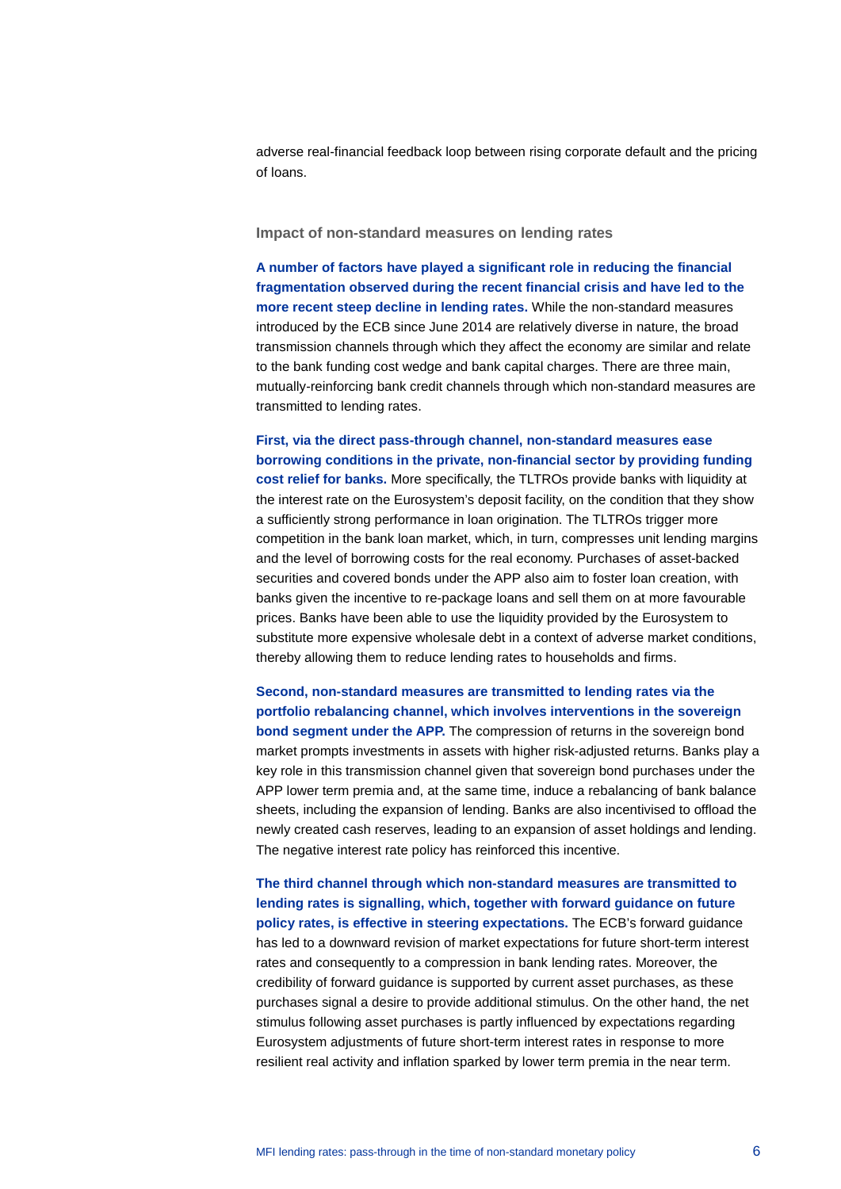adverse real-financial feedback loop between rising corporate default and the pricing of loans.

### Impact of non-standard measures on lending rates

**A number of factors have played a significant role in reducing the financial fragmentation observed during the recent financial crisis and have led to the more recent steep decline in lending rates.** While the non-standard measures introduced by the ECB since June 2014 are relatively diverse in nature, the broad transmission channels through which they affect the economy are similar and relate to the bank funding cost wedge and bank capital charges. There are three main, mutually-reinforcing bank credit channels through which non-standard measures are transmitted to lending rates.

**First, via the direct pass-through channel, non-standard measures ease borrowing conditions in the private, non-financial sector by providing funding cost relief for banks.** More specifically, the TLTROs provide banks with liquidity at the interest rate on the Eurosystem's deposit facility, on the condition that they show a sufficiently strong performance in loan origination. The TLTROs trigger more competition in the bank loan market, which, in turn, compresses unit lending margins and the level of borrowing costs for the real economy. Purchases of asset-backed securities and covered bonds under the APP also aim to foster loan creation, with banks given the incentive to re-package loans and sell them on at more favourable prices. Banks have been able to use the liquidity provided by the Eurosystem to substitute more expensive wholesale debt in a context of adverse market conditions, thereby allowing them to reduce lending rates to households and firms.

**Second, non-standard measures are transmitted to lending rates via the portfolio rebalancing channel, which involves interventions in the sovereign bond segment under the APP.** The compression of returns in the sovereign bond market prompts investments in assets with higher risk-adjusted returns. Banks play a key role in this transmission channel given that sovereign bond purchases under the APP lower term premia and, at the same time, induce a rebalancing of bank balance sheets, including the expansion of lending. Banks are also incentivised to offload the newly created cash reserves, leading to an expansion of asset holdings and lending. The negative interest rate policy has reinforced this incentive.

**The third channel through which non-standard measures are transmitted to lending rates is signalling, which, together with forward guidance on future policy rates, is effective in steering expectations.** The ECB's forward guidance has led to a downward revision of market expectations for future short-term interest rates and consequently to a compression in bank lending rates. Moreover, the credibility of forward guidance is supported by current asset purchases, as these purchases signal a desire to provide additional stimulus. On the other hand, the net stimulus following asset purchases is partly influenced by expectations regarding Eurosystem adjustments of future short-term interest rates in response to more resilient real activity and inflation sparked by lower term premia in the near term.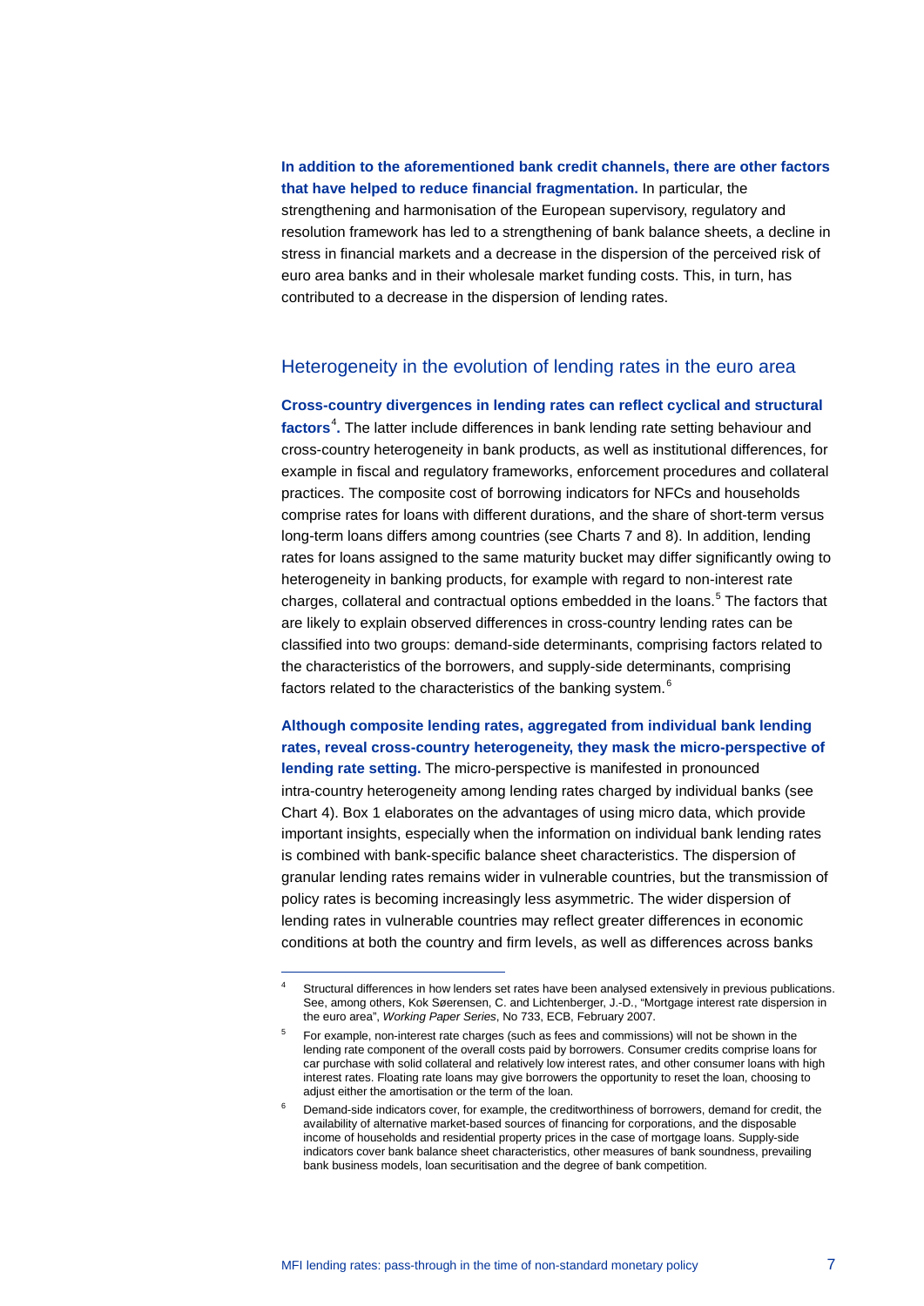**In addition to the aforementioned bank credit channels, there are other factors that have helped to reduce financial fragmentation.** In particular, the strengthening and harmonisation of the European supervisory, regulatory and resolution framework has led to a strengthening of bank balance sheets, a decline in stress in financial markets and a decrease in the dispersion of the perceived risk of euro area banks and in their wholesale market funding costs. This, in turn, has contributed to a decrease in the dispersion of lending rates.

## Heterogeneity in the evolution of lending rates in the euro area

**Cross-country divergences in lending rates can reflect cyclical and structural factors[4].** The latter include differences in bank lending rate setting behaviour and cross-country heterogeneity in bank products, as well as institutional differences, for example in fiscal and regulatory frameworks, enforcement procedures and collateral practices. The composite cost of borrowing indicators for NFCs and households comprise rates for loans with different durations, and the share of short-term versus long-term loans differs among countries (see Charts 7 and 8). In addition, lending rates for loans assigned to the same maturity bucket may differ significantly owing to heterogeneity in banking products, for example with regard to non-interest rate charges, collateral and contractual options embedded in the loans.[5] The factors that are likely to explain observed differences in cross-country lending rates can be classified into two groups: demand-side determinants, comprising factors related to the characteristics of the borrowers, and supply-side determinants, comprising factors related to the characteristics of the banking system.[6]

**Although composite lending rates, aggregated from individual bank lending rates, reveal cross-country heterogeneity, they mask the micro-perspective of lending rate setting.** The micro-perspective is manifested in pronounced intra-country heterogeneity among lending rates charged by individual banks (see Chart 4). Box 1 elaborates on the advantages of using micro data, which provide important insights, especially when the information on individual bank lending rates is combined with bank-specific balance sheet characteristics. The dispersion of granular lending rates remains wider in vulnerable countries, but the transmission of policy rates is becoming increasingly less asymmetric. The wider dispersion of lending rates in vulnerable countries may reflect greater differences in economic conditions at both the country and firm levels, as well as differences across banks

---

[4] Structural differences in how lenders set rates have been analysed extensively in previous publications. See, among others, Kok Søerensen, C. and Lichtenberger, J.-D., "Mortgage interest rate dispersion in the euro area", *Working Paper Series*, No 733, ECB, February 2007.

[5] For example, non-interest rate charges (such as fees and commissions) will not be shown in the lending rate component of the overall costs paid by borrowers. Consumer credits comprise loans for car purchase with solid collateral and relatively low interest rates, and other consumer loans with high interest rates. Floating rate loans may give borrowers the opportunity to reset the loan, choosing to adjust either the amortisation or the term of the loan.

[6] Demand-side indicators cover, for example, the creditworthiness of borrowers, demand for credit, the availability of alternative market-based sources of financing for corporations, and the disposable income of households and residential property prices in the case of mortgage loans. Supply-side indicators cover bank balance sheet characteristics, other measures of bank soundness, prevailing bank business models, loan securitisation and the degree of bank competition.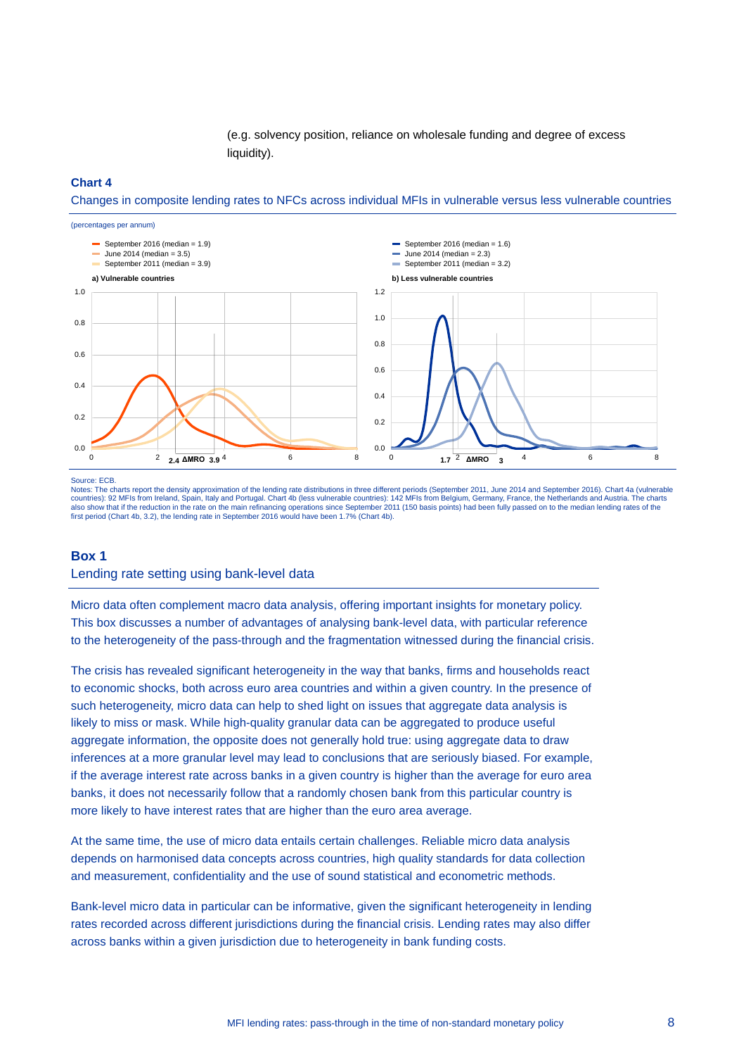(e.g. solvency position, reliance on wholesale funding and degree of excess liquidity).

**Chart 4**

Changes in composite lending rates to NFCs across individual MFIs in vulnerable versus less vulnerable countries

(percentages per annum)

Source: ECB.

Notes: The charts report the density approximation of the lending rate distributions in three different periods (September 2011, June 2014 and September 2016). Chart 4a (vulnerable countries): 92 MFIs from Ireland, Spain, Italy and Portugal. Chart 4b (less vulnerable countries): 142 MFIs from Belgium, Germany, France, the Netherlands and Austria. The charts also show that if the reduction in the rate on the main refinancing operations since September 2011 (150 basis points) had been fully passed on to the median lending rates of the first period (Chart 4b, 3.2), the lending rate in September 2016 would have been 1.7% (Chart 4b).

## Box 1

### Lending rate setting using bank-level data

Micro data often complement macro data analysis, offering important insights for monetary policy. This box discusses a number of advantages of analysing bank-level data, with particular reference to the heterogeneity of the pass-through and the fragmentation witnessed during the financial crisis.

The crisis has revealed significant heterogeneity in the way that banks, firms and households react to economic shocks, both across euro area countries and within a given country. In the presence of such heterogeneity, micro data can help to shed light on issues that aggregate data analysis is likely to miss or mask. While high-quality granular data can be aggregated to produce useful aggregate information, the opposite does not generally hold true: using aggregate data to draw inferences at a more granular level may lead to conclusions that are seriously biased. For example, if the average interest rate across banks in a given country is higher than the average for euro area banks, it does not necessarily follow that a randomly chosen bank from this particular country is more likely to have interest rates that are higher than the euro area average.

At the same time, the use of micro data entails certain challenges. Reliable micro data analysis depends on harmonised data concepts across countries, high quality standards for data collection and measurement, confidentiality and the use of sound statistical and econometric methods.

Bank-level micro data in particular can be informative, given the significant heterogeneity in lending rates recorded across different jurisdictions during the financial crisis. Lending rates may also differ across banks within a given jurisdiction due to heterogeneity in bank funding costs.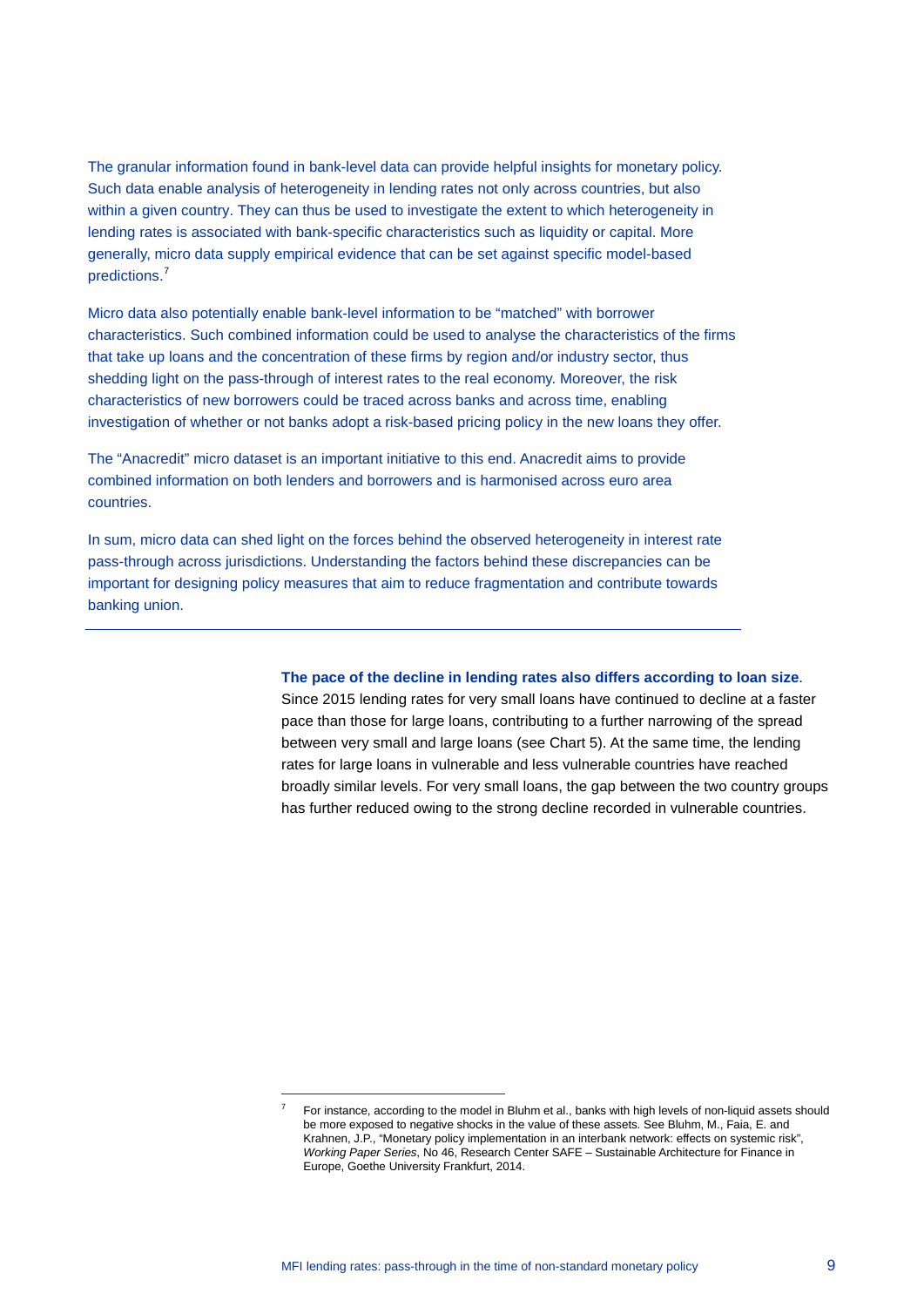The granular information found in bank-level data can provide helpful insights for monetary policy. Such data enable analysis of heterogeneity in lending rates not only across countries, but also within a given country. They can thus be used to investigate the extent to which heterogeneity in lending rates is associated with bank-specific characteristics such as liquidity or capital. More generally, micro data supply empirical evidence that can be set against specific model-based predictions.[7]

Micro data also potentially enable bank-level information to be "matched" with borrower characteristics. Such combined information could be used to analyse the characteristics of the firms that take up loans and the concentration of these firms by region and/or industry sector, thus shedding light on the pass-through of interest rates to the real economy. Moreover, the risk characteristics of new borrowers could be traced across banks and across time, enabling investigation of whether or not banks adopt a risk-based pricing policy in the new loans they offer.

The "Anacredit" micro dataset is an important initiative to this end. Anacredit aims to provide combined information on both lenders and borrowers and is harmonised across euro area countries.

In sum, micro data can shed light on the forces behind the observed heterogeneity in interest rate pass-through across jurisdictions. Understanding the factors behind these discrepancies can be important for designing policy measures that aim to reduce fragmentation and contribute towards banking union.

---

**The pace of the decline in lending rates also differs according to loan size**. Since 2015 lending rates for very small loans have continued to decline at a faster pace than those for large loans, contributing to a further narrowing of the spread between very small and large loans (see Chart 5). At the same time, the lending rates for large loans in vulnerable and less vulnerable countries have reached broadly similar levels. For very small loans, the gap between the two country groups has further reduced owing to the strong decline recorded in vulnerable countries.

---

[7] For instance, according to the model in Bluhm et al., banks with high levels of non-liquid assets should be more exposed to negative shocks in the value of these assets. See Bluhm, M., Faia, E. and Krahnen, J.P., "Monetary policy implementation in an interbank network: effects on systemic risk", *Working Paper Series*, No 46, Research Center SAFE – Sustainable Architecture for Finance in Europe, Goethe University Frankfurt, 2014.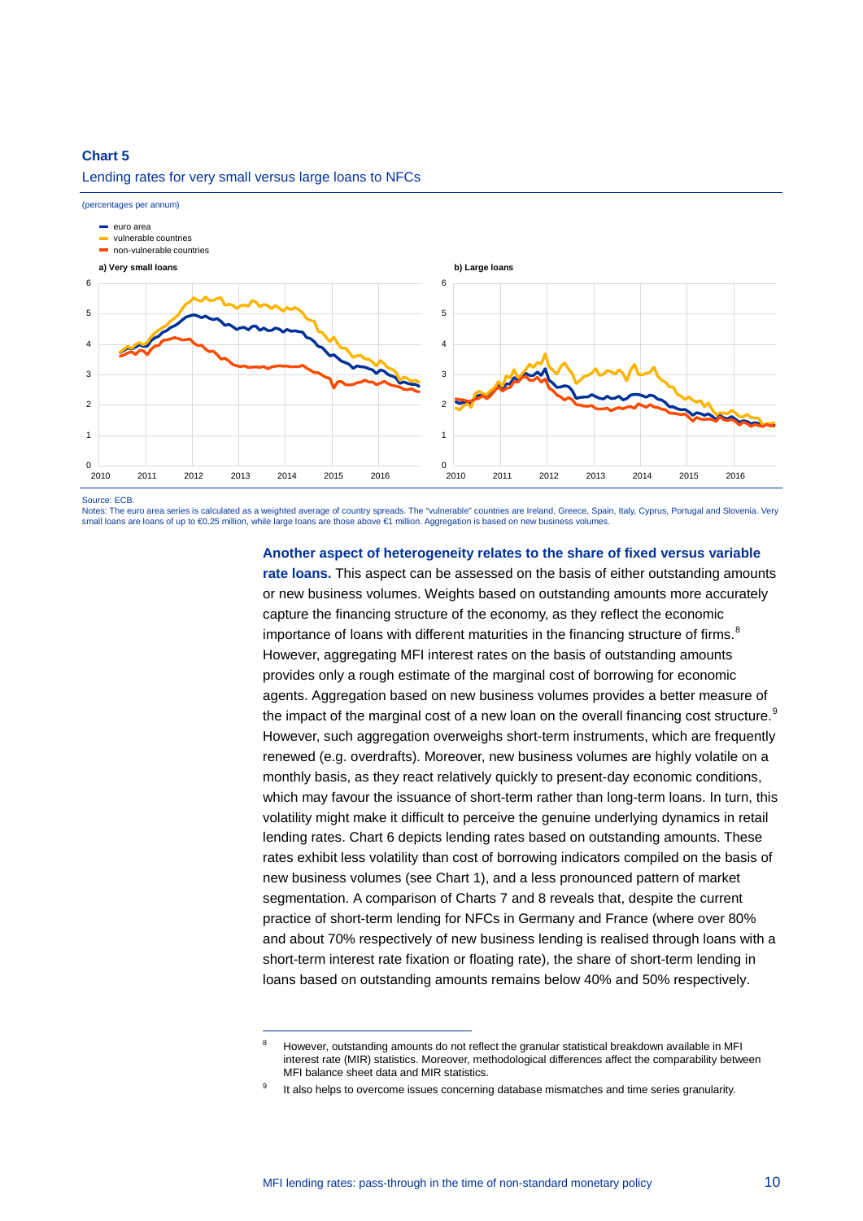**Chart 5**

Lending rates for very small versus large loans to NFCs

(percentages per annum)

- euro area
- vulnerable countries
- non-vulnerable countries

a) Very small loans

b) Large loans

Source: ECB.
Notes: The euro area series is calculated as a weighted average of country spreads. The "vulnerable" countries are Ireland, Greece, Spain, Italy, Cyprus, Portugal and Slovenia. Very small loans are loans of up to €0.25 million, while large loans are those above €1 million. Aggregation is based on new business volumes.

**Another aspect of heterogeneity relates to the share of fixed versus variable rate loans.** This aspect can be assessed on the basis of either outstanding amounts or new business volumes. Weights based on outstanding amounts more accurately capture the financing structure of the economy, as they reflect the economic importance of loans with different maturities in the financing structure of firms.[8] However, aggregating MFI interest rates on the basis of outstanding amounts provides only a rough estimate of the marginal cost of borrowing for economic agents. Aggregation based on new business volumes provides a better measure of the impact of the marginal cost of a new loan on the overall financing cost structure.[9] However, such aggregation overweighs short-term instruments, which are frequently renewed (e.g. overdrafts). Moreover, new business volumes are highly volatile on a monthly basis, as they react relatively quickly to present-day economic conditions, which may favour the issuance of short-term rather than long-term loans. In turn, this volatility might make it difficult to perceive the genuine underlying dynamics in retail lending rates. Chart 6 depicts lending rates based on outstanding amounts. These rates exhibit less volatility than cost of borrowing indicators compiled on the basis of new business volumes (see Chart 1), and a less pronounced pattern of market segmentation. A comparison of Charts 7 and 8 reveals that, despite the current practice of short-term lending for NFCs in Germany and France (where over 80% and about 70% respectively of new business lending is realised through loans with a short-term interest rate fixation or floating rate), the share of short-term lending in loans based on outstanding amounts remains below 40% and 50% respectively.

[8] However, outstanding amounts do not reflect the granular statistical breakdown available in MFI interest rate (MIR) statistics. Moreover, methodological differences affect the comparability between MFI balance sheet data and MIR statistics.

[9] It also helps to overcome issues concerning database mismatches and time series granularity.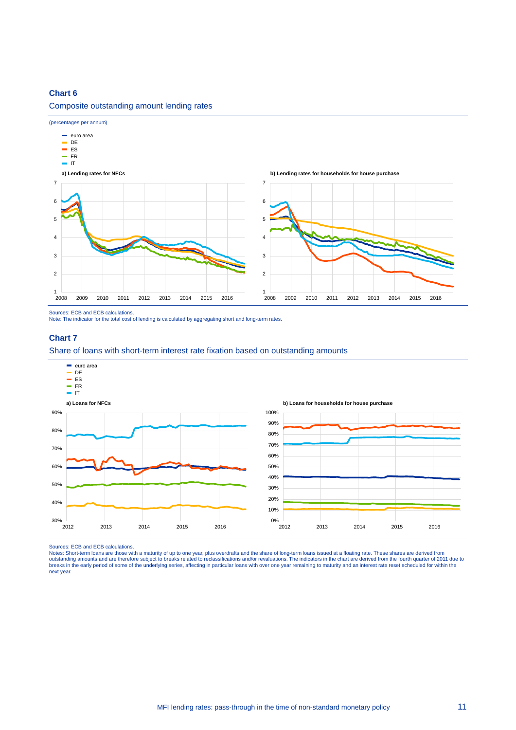**Chart 6**

Composite outstanding amount lending rates

(percentages per annum)

- euro area
- DE
- ES
- FR
- IT

**a) Lending rates for NFCs**

**b) Lending rates for households for house purchase**

Sources: ECB and ECB calculations.
Note: The indicator for the total cost of lending is calculated by aggregating short and long-term rates.

**Chart 7**

Share of loans with short-term interest rate fixation based on outstanding amounts

- euro area
- DE
- ES
- FR
- IT

**a) Loans for NFCs**

**b) Loans for households for house purchase**

Sources: ECB and ECB calculations.
Notes: Short-term loans are those with a maturity of up to one year, plus overdrafts and the share of long-term loans issued at a floating rate. These shares are derived from outstanding amounts and are therefore subject to breaks related to reclassifications and/or revaluations. The indicators in the chart are derived from the fourth quarter of 2011 due to breaks in the early period of some of the underlying series, affecting in particular loans with over one year remaining to maturity and an interest rate reset scheduled for within the next year.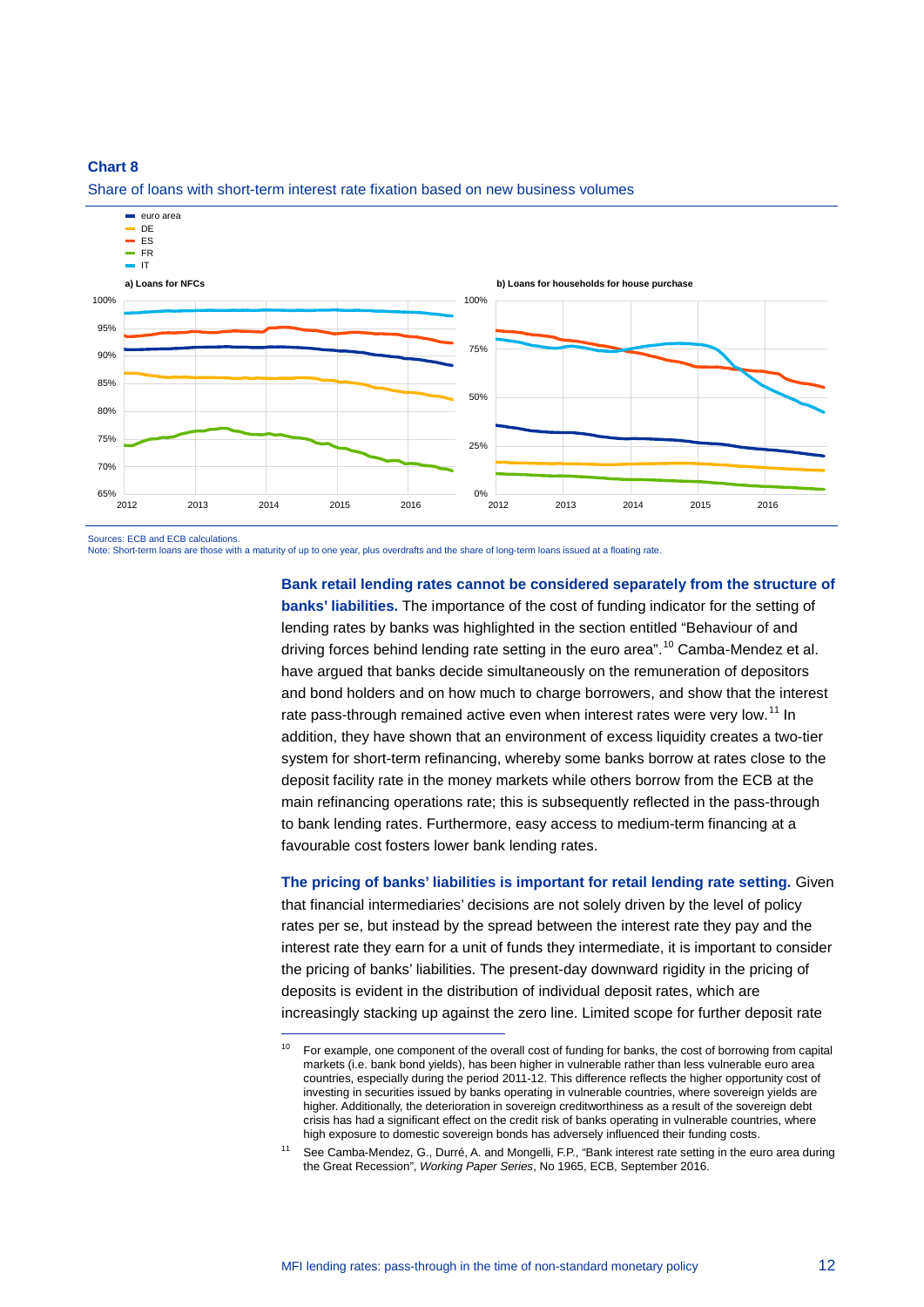**Chart 8**

Share of loans with short-term interest rate fixation based on new business volumes

Sources: ECB and ECB calculations.
Note: Short-term loans are those with a maturity of up to one year, plus overdrafts and the share of long-term loans issued at a floating rate.

**Bank retail lending rates cannot be considered separately from the structure of banks' liabilities.** The importance of the cost of funding indicator for the setting of lending rates by banks was highlighted in the section entitled "Behaviour of and driving forces behind lending rate setting in the euro area".[10] Camba-Mendez et al. have argued that banks decide simultaneously on the remuneration of depositors and bond holders and on how much to charge borrowers, and show that the interest rate pass-through remained active even when interest rates were very low.[11] In addition, they have shown that an environment of excess liquidity creates a two-tier system for short-term refinancing, whereby some banks borrow at rates close to the deposit facility rate in the money markets while others borrow from the ECB at the main refinancing operations rate; this is subsequently reflected in the pass-through to bank lending rates. Furthermore, easy access to medium-term financing at a favourable cost fosters lower bank lending rates.

**The pricing of banks' liabilities is important for retail lending rate setting.** Given that financial intermediaries' decisions are not solely driven by the level of policy rates per se, but instead by the spread between the interest rate they pay and the interest rate they earn for a unit of funds they intermediate, it is important to consider the pricing of banks' liabilities. The present-day downward rigidity in the pricing of deposits is evident in the distribution of individual deposit rates, which are increasingly stacking up against the zero line. Limited scope for further deposit rate

[10] For example, one component of the overall cost of funding for banks, the cost of borrowing from capital markets (i.e. bank bond yields), has been higher in vulnerable rather than less vulnerable euro area countries, especially during the period 2011-12. This difference reflects the higher opportunity cost of investing in securities issued by banks operating in vulnerable countries, where sovereign yields are higher. Additionally, the deterioration in sovereign creditworthiness as a result of the sovereign debt crisis has had a significant effect on the credit risk of banks operating in vulnerable countries, where high exposure to domestic sovereign bonds has adversely influenced their funding costs.

[11] See Camba-Mendez, G., Durré, A. and Mongelli, F.P., "Bank interest rate setting in the euro area during the Great Recession", *Working Paper Series*, No 1965, ECB, September 2016.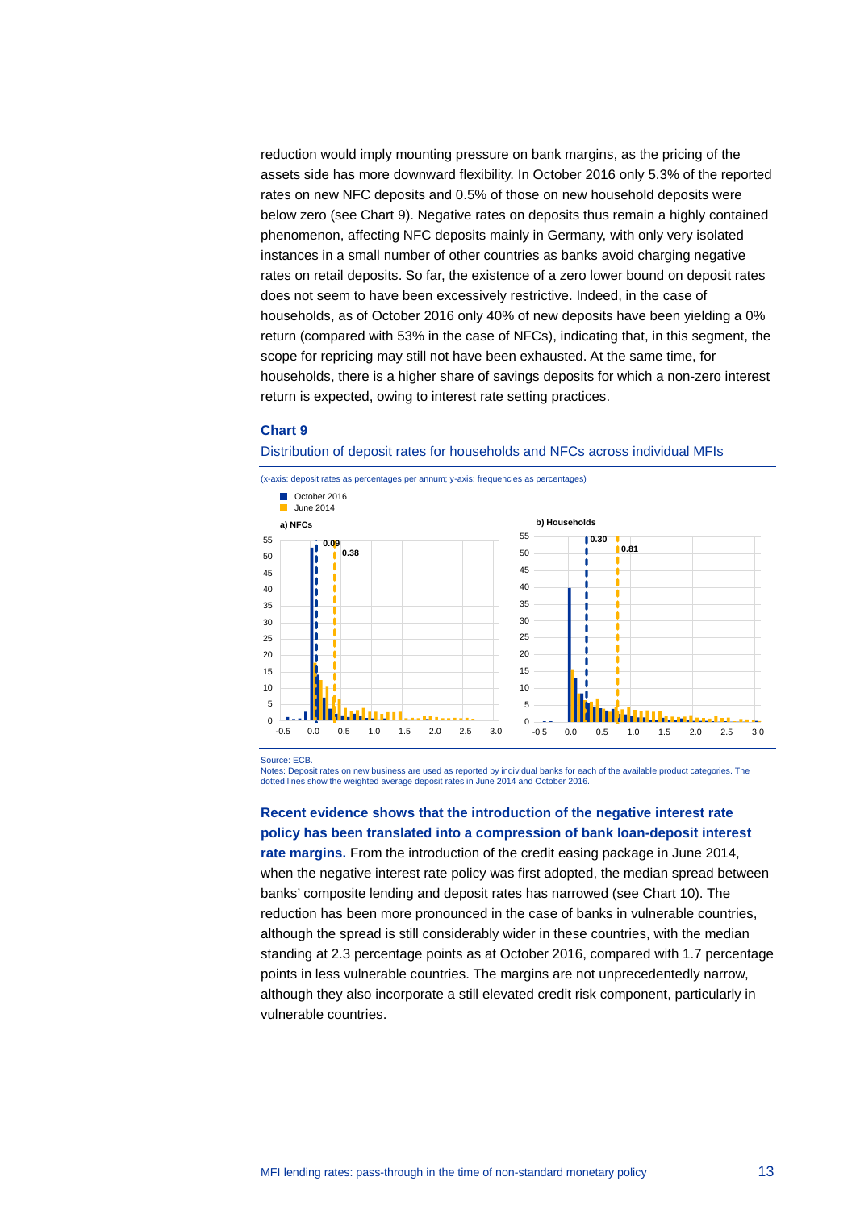reduction would imply mounting pressure on bank margins, as the pricing of the assets side has more downward flexibility. In October 2016 only 5.3% of the reported rates on new NFC deposits and 0.5% of those on new household deposits were below zero (see Chart 9). Negative rates on deposits thus remain a highly contained phenomenon, affecting NFC deposits mainly in Germany, with only very isolated instances in a small number of other countries as banks avoid charging negative rates on retail deposits. So far, the existence of a zero lower bound on deposit rates does not seem to have been excessively restrictive. Indeed, in the case of households, as of October 2016 only 40% of new deposits have been yielding a 0% return (compared with 53% in the case of NFCs), indicating that, in this segment, the scope for repricing may still not have been exhausted. At the same time, for households, there is a higher share of savings deposits for which a non-zero interest return is expected, owing to interest rate setting practices.

**Chart 9**

Distribution of deposit rates for households and NFCs across individual MFIs

(x-axis: deposit rates as percentages per annum; y-axis: frequencies as percentages)

Source: ECB.
Notes: Deposit rates on new business are used as reported by individual banks for each of the available product categories. The dotted lines show the weighted average deposit rates in June 2014 and October 2016.

**Recent evidence shows that the introduction of the negative interest rate policy has been translated into a compression of bank loan-deposit interest rate margins.** From the introduction of the credit easing package in June 2014, when the negative interest rate policy was first adopted, the median spread between banks' composite lending and deposit rates has narrowed (see Chart 10). The reduction has been more pronounced in the case of banks in vulnerable countries, although the spread is still considerably wider in these countries, with the median standing at 2.3 percentage points as at October 2016, compared with 1.7 percentage points in less vulnerable countries. The margins are not unprecedentedly narrow, although they also incorporate a still elevated credit risk component, particularly in vulnerable countries.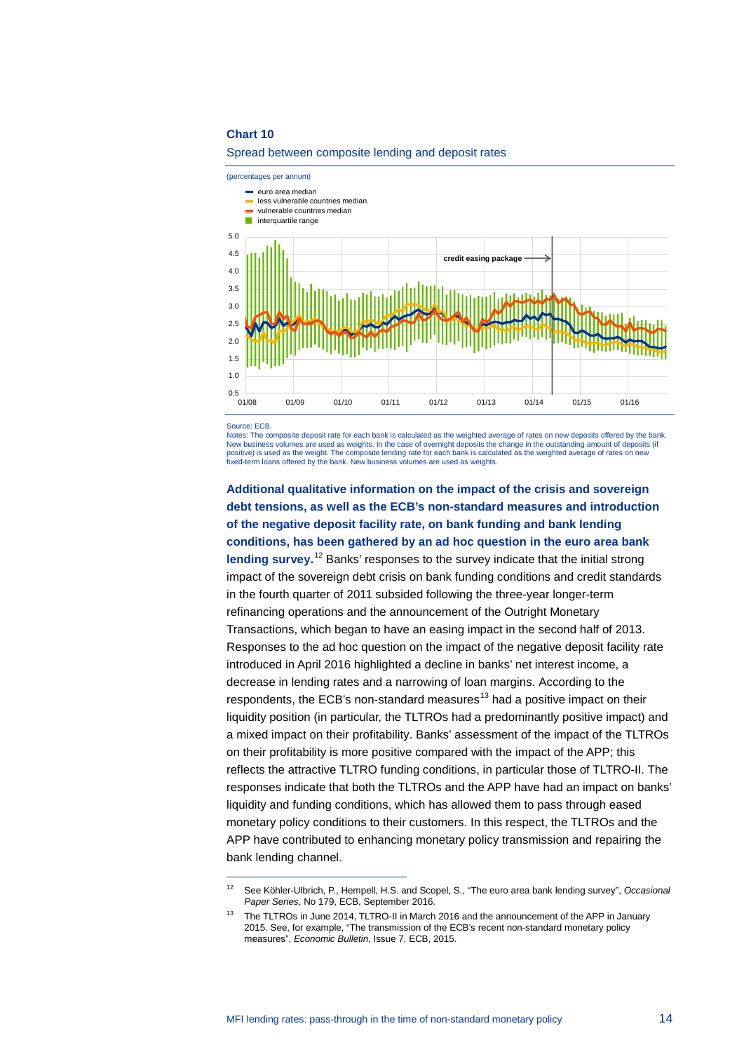**Chart 10**

Spread between composite lending and deposit rates

(percentages per annum)

Source: ECB.
Notes: The composite deposit rate for each bank is calculated as the weighted average of rates on new deposits offered by the bank. New business volumes are used as weights. In the case of overnight deposits the change in the outstanding amount of deposits (if positive) is used as the weight. The composite lending rate for each bank is calculated as the weighted average of rates on new fixed-term loans offered by the bank. New business volumes are used as weights.

**Additional qualitative information on the impact of the crisis and sovereign debt tensions, as well as the ECB's non-standard measures and introduction of the negative deposit facility rate, on bank funding and bank lending conditions, has been gathered by an ad hoc question in the euro area bank lending survey.**[12] Banks' responses to the survey indicate that the initial strong impact of the sovereign debt crisis on bank funding conditions and credit standards in the fourth quarter of 2011 subsided following the three-year longer-term refinancing operations and the announcement of the Outright Monetary Transactions, which began to have an easing impact in the second half of 2013. Responses to the ad hoc question on the impact of the negative deposit facility rate introduced in April 2016 highlighted a decline in banks' net interest income, a decrease in lending rates and a narrowing of loan margins. According to the respondents, the ECB's non-standard measures[13] had a positive impact on their liquidity position (in particular, the TLTROs had a predominantly positive impact) and a mixed impact on their profitability. Banks' assessment of the impact of the TLTROs on their profitability is more positive compared with the impact of the APP; this reflects the attractive TLTRO funding conditions, in particular those of TLTRO-II. The responses indicate that both the TLTROs and the APP have had an impact on banks' liquidity and funding conditions, which has allowed them to pass through eased monetary policy conditions to their customers. In this respect, the TLTROs and the APP have contributed to enhancing monetary policy transmission and repairing the bank lending channel.

[12] See Köhler-Ulbrich, P., Hempell, H.S. and Scopel, S., "The euro area bank lending survey", *Occasional Paper Series*, No 179, ECB, September 2016.

[13] The TLTROs in June 2014, TLTRO-II in March 2016 and the announcement of the APP in January 2015. See, for example, "The transmission of the ECB's recent non-standard monetary policy measures", *Economic Bulletin*, Issue 7, ECB, 2015.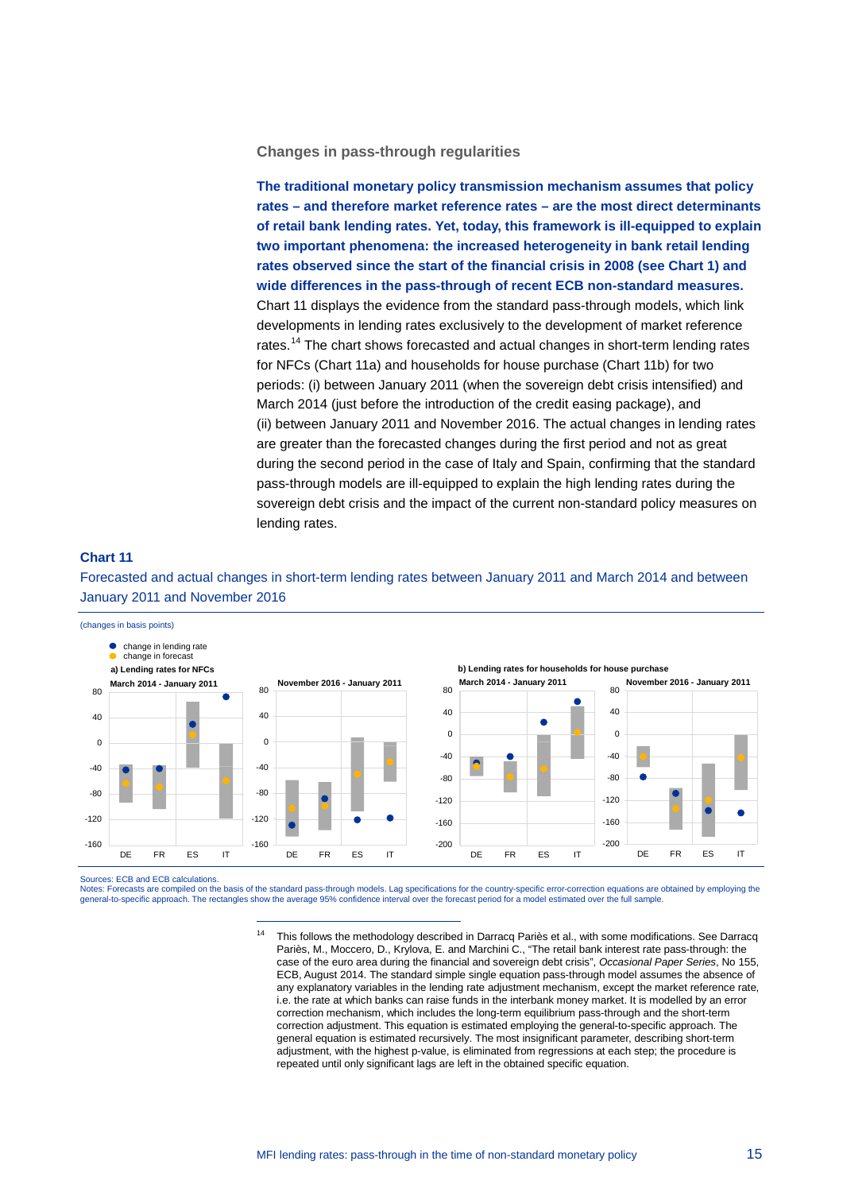### Changes in pass-through regularities

**The traditional monetary policy transmission mechanism assumes that policy rates – and therefore market reference rates – are the most direct determinants of retail bank lending rates. Yet, today, this framework is ill-equipped to explain two important phenomena: the increased heterogeneity in bank retail lending rates observed since the start of the financial crisis in 2008 (see Chart 1) and wide differences in the pass-through of recent ECB non-standard measures.** Chart 11 displays the evidence from the standard pass-through models, which link developments in lending rates exclusively to the development of market reference rates.[14] The chart shows forecasted and actual changes in short-term lending rates for NFCs (Chart 11a) and households for house purchase (Chart 11b) for two periods: (i) between January 2011 (when the sovereign debt crisis intensified) and March 2014 (just before the introduction of the credit easing package), and (ii) between January 2011 and November 2016. The actual changes in lending rates are greater than the forecasted changes during the first period and not as great during the second period in the case of Italy and Spain, confirming that the standard pass-through models are ill-equipped to explain the high lending rates during the sovereign debt crisis and the impact of the current non-standard policy measures on lending rates.

**Chart 11**

Forecasted and actual changes in short-term lending rates between January 2011 and March 2014 and between January 2011 and November 2016

(changes in basis points)

Sources: ECB and ECB calculations.
Notes: Forecasts are compiled on the basis of the standard pass-through models. Lag specifications for the country-specific error-correction equations are obtained by employing the general-to-specific approach. The rectangles show the average 95% confidence interval over the forecast period for a model estimated over the full sample.

[14] This follows the methodology described in Darracq Pariès et al., with some modifications. See Darracq Pariès, M., Moccero, D., Krylova, E. and Marchini C., "The retail bank interest rate pass-through: the case of the euro area during the financial and sovereign debt crisis", *Occasional Paper Series*, No 155, ECB, August 2014. The standard simple single equation pass-through model assumes the absence of any explanatory variables in the lending rate adjustment mechanism, except the market reference rate, i.e. the rate at which banks can raise funds in the interbank money market. It is modelled by an error correction mechanism, which includes the long-term equilibrium pass-through and the short-term correction adjustment. This equation is estimated employing the general-to-specific approach. The general equation is estimated recursively. The most insignificant parameter, describing short-term adjustment, with the highest p-value, is eliminated from regressions at each step; the procedure is repeated until only significant lags are left in the obtained specific equation.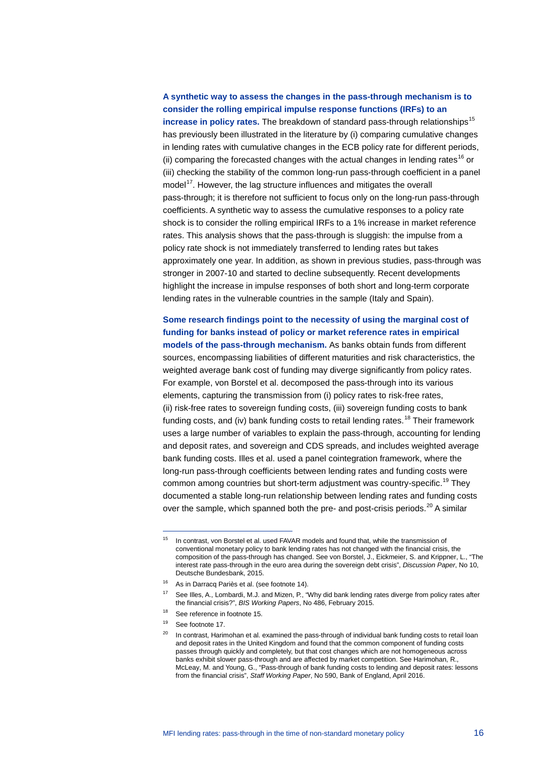**A synthetic way to assess the changes in the pass-through mechanism is to consider the rolling empirical impulse response functions (IRFs) to an increase in policy rates.** The breakdown of standard pass-through relationships[15] has previously been illustrated in the literature by (i) comparing cumulative changes in lending rates with cumulative changes in the ECB policy rate for different periods, (ii) comparing the forecasted changes with the actual changes in lending rates[16] or (iii) checking the stability of the common long-run pass-through coefficient in a panel model[17]. However, the lag structure influences and mitigates the overall pass-through; it is therefore not sufficient to focus only on the long-run pass-through coefficients. A synthetic way to assess the cumulative responses to a policy rate shock is to consider the rolling empirical IRFs to a 1% increase in market reference rates. This analysis shows that the pass-through is sluggish: the impulse from a policy rate shock is not immediately transferred to lending rates but takes approximately one year. In addition, as shown in previous studies, pass-through was stronger in 2007-10 and started to decline subsequently. Recent developments highlight the increase in impulse responses of both short and long-term corporate lending rates in the vulnerable countries in the sample (Italy and Spain).

**Some research findings point to the necessity of using the marginal cost of funding for banks instead of policy or market reference rates in empirical models of the pass-through mechanism.** As banks obtain funds from different sources, encompassing liabilities of different maturities and risk characteristics, the weighted average bank cost of funding may diverge significantly from policy rates. For example, von Borstel et al. decomposed the pass-through into its various elements, capturing the transmission from (i) policy rates to risk-free rates, (ii) risk-free rates to sovereign funding costs, (iii) sovereign funding costs to bank funding costs, and (iv) bank funding costs to retail lending rates.[18] Their framework uses a large number of variables to explain the pass-through, accounting for lending and deposit rates, and sovereign and CDS spreads, and includes weighted average bank funding costs. Illes et al. used a panel cointegration framework, where the long-run pass-through coefficients between lending rates and funding costs were common among countries but short-term adjustment was country-specific.[19] They documented a stable long-run relationship between lending rates and funding costs over the sample, which spanned both the pre- and post-crisis periods.[20] A similar

---

[15] In contrast, von Borstel et al. used FAVAR models and found that, while the transmission of conventional monetary policy to bank lending rates has not changed with the financial crisis, the composition of the pass-through has changed. See von Borstel, J., Eickmeier, S. and Krippner, L., "The interest rate pass-through in the euro area during the sovereign debt crisis", *Discussion Paper*, No 10, Deutsche Bundesbank, 2015.

[16] As in Darracq Pariès et al. (see footnote 14).

[17] See Illes, A., Lombardi, M.J. and Mizen, P., "Why did bank lending rates diverge from policy rates after the financial crisis?", *BIS Working Papers*, No 486, February 2015.

[18] See reference in footnote 15.

[19] See footnote 17.

[20] In contrast, Harimohan et al. examined the pass-through of individual bank funding costs to retail loan and deposit rates in the United Kingdom and found that the common component of funding costs passes through quickly and completely, but that cost changes which are not homogeneous across banks exhibit slower pass-through and are affected by market competition. See Harimohan, R., McLeay, M. and Young, G., "Pass-through of bank funding costs to lending and deposit rates: lessons from the financial crisis", *Staff Working Paper*, No 590, Bank of England, April 2016.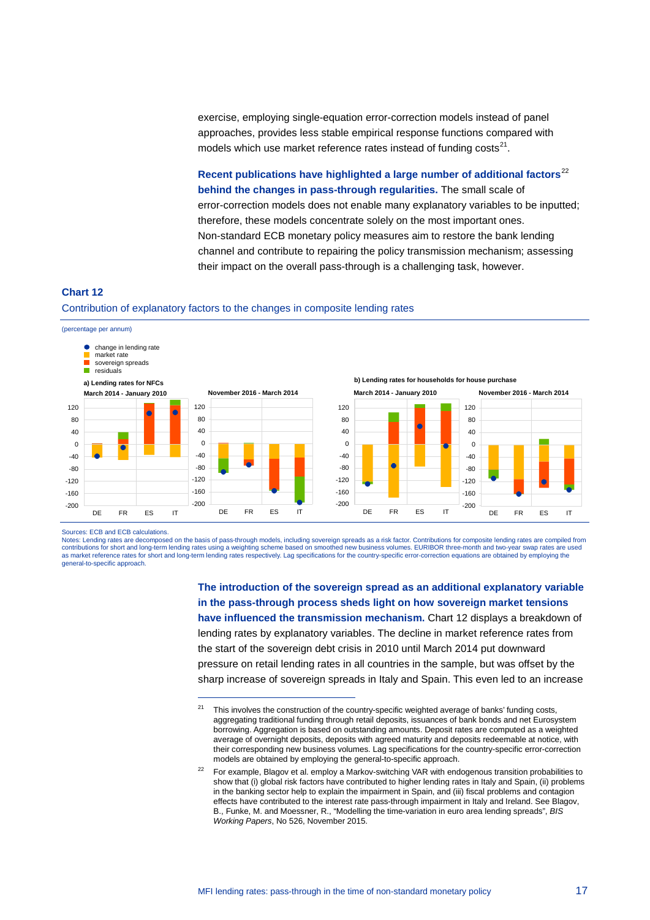exercise, employing single-equation error-correction models instead of panel approaches, provides less stable empirical response functions compared with models which use market reference rates instead of funding costs[21].

**Recent publications have highlighted a large number of additional factors[22] behind the changes in pass-through regularities.** The small scale of error-correction models does not enable many explanatory variables to be inputted; therefore, these models concentrate solely on the most important ones. Non-standard ECB monetary policy measures aim to restore the bank lending channel and contribute to repairing the policy transmission mechanism; assessing their impact on the overall pass-through is a challenging task, however.

**Chart 12**

Contribution of explanatory factors to the changes in composite lending rates

(percentage per annum)

Sources: ECB and ECB calculations.
Notes: Lending rates are decomposed on the basis of pass-through models, including sovereign spreads as a risk factor. Contributions for composite lending rates are compiled from contributions for short and long-term lending rates using a weighting scheme based on smoothed new business volumes. EURIBOR three-month and two-year swap rates are used as market reference rates for short and long-term lending rates respectively. Lag specifications for the country-specific error-correction equations are obtained by employing the general-to-specific approach.

**The introduction of the sovereign spread as an additional explanatory variable in the pass-through process sheds light on how sovereign market tensions have influenced the transmission mechanism.** Chart 12 displays a breakdown of lending rates by explanatory variables. The decline in market reference rates from the start of the sovereign debt crisis in 2010 until March 2014 put downward pressure on retail lending rates in all countries in the sample, but was offset by the sharp increase of sovereign spreads in Italy and Spain. This even led to an increase

[21] This involves the construction of the country-specific weighted average of banks' funding costs, aggregating traditional funding through retail deposits, issuances of bank bonds and net Eurosystem borrowing. Aggregation is based on outstanding amounts. Deposit rates are computed as a weighted average of overnight deposits, deposits with agreed maturity and deposits redeemable at notice, with their corresponding new business volumes. Lag specifications for the country-specific error-correction models are obtained by employing the general-to-specific approach.

[22] For example, Blagov et al. employ a Markov-switching VAR with endogenous transition probabilities to show that (i) global risk factors have contributed to higher lending rates in Italy and Spain, (ii) problems in the banking sector help to explain the impairment in Spain, and (iii) fiscal problems and contagion effects have contributed to the interest rate pass-through impairment in Italy and Ireland. See Blagov, B., Funke, M. and Moessner, R., "Modelling the time-variation in euro area lending spreads", *BIS Working Papers*, No 526, November 2015.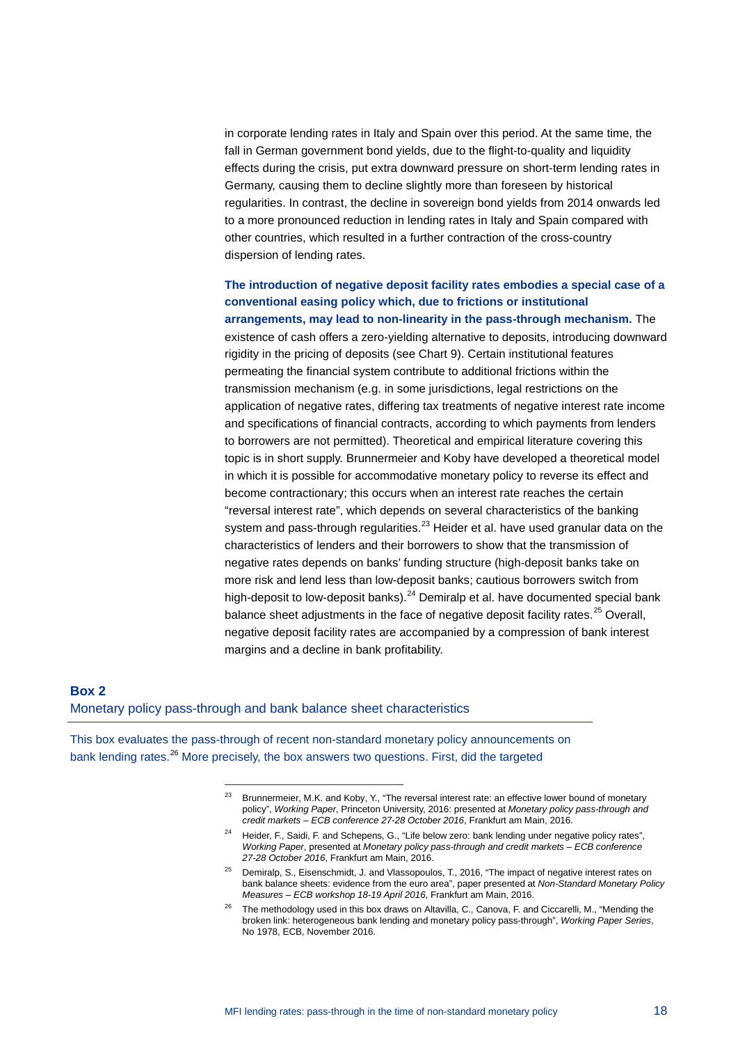in corporate lending rates in Italy and Spain over this period. At the same time, the fall in German government bond yields, due to the flight-to-quality and liquidity effects during the crisis, put extra downward pressure on short-term lending rates in Germany, causing them to decline slightly more than foreseen by historical regularities. In contrast, the decline in sovereign bond yields from 2014 onwards led to a more pronounced reduction in lending rates in Italy and Spain compared with other countries, which resulted in a further contraction of the cross-country dispersion of lending rates.

**The introduction of negative deposit facility rates embodies a special case of a conventional easing policy which, due to frictions or institutional arrangements, may lead to non-linearity in the pass-through mechanism.** The existence of cash offers a zero-yielding alternative to deposits, introducing downward rigidity in the pricing of deposits (see Chart 9). Certain institutional features permeating the financial system contribute to additional frictions within the transmission mechanism (e.g. in some jurisdictions, legal restrictions on the application of negative rates, differing tax treatments of negative interest rate income and specifications of financial contracts, according to which payments from lenders to borrowers are not permitted). Theoretical and empirical literature covering this topic is in short supply. Brunnermeier and Koby have developed a theoretical model in which it is possible for accommodative monetary policy to reverse its effect and become contractionary; this occurs when an interest rate reaches the certain "reversal interest rate", which depends on several characteristics of the banking system and pass-through regularities.[23] Heider et al. have used granular data on the characteristics of lenders and their borrowers to show that the transmission of negative rates depends on banks' funding structure (high-deposit banks take on more risk and lend less than low-deposit banks; cautious borrowers switch from high-deposit to low-deposit banks).[24] Demiralp et al. have documented special bank balance sheet adjustments in the face of negative deposit facility rates.[25] Overall, negative deposit facility rates are accompanied by a compression of bank interest margins and a decline in bank profitability.

## Box 2
### Monetary policy pass-through and bank balance sheet characteristics

This box evaluates the pass-through of recent non-standard monetary policy announcements on bank lending rates.[26] More precisely, the box answers two questions. First, did the targeted

---

[23] Brunnermeier, M.K. and Koby, Y., "The reversal interest rate: an effective lower bound of monetary policy", *Working Paper*, Princeton University, 2016: presented at *Monetary policy pass-through and credit markets – ECB conference 27-28 October 2016*, Frankfurt am Main, 2016.

[24] Heider, F., Saidi, F. and Schepens, G., "Life below zero: bank lending under negative policy rates", *Working Paper*, presented at *Monetary policy pass-through and credit markets – ECB conference 27-28 October 2016*, Frankfurt am Main, 2016.

[25] Demiralp, S., Eisenschmidt, J. and Vlassopoulos, T., 2016, "The impact of negative interest rates on bank balance sheets: evidence from the euro area", paper presented at *Non-Standard Monetary Policy Measures – ECB workshop 18-19 April 2016*, Frankfurt am Main, 2016.

[26] The methodology used in this box draws on Altavilla, C., Canova, F. and Ciccarelli, M., "Mending the broken link: heterogeneous bank lending and monetary policy pass-through", *Working Paper Series*, No 1978, ECB, November 2016.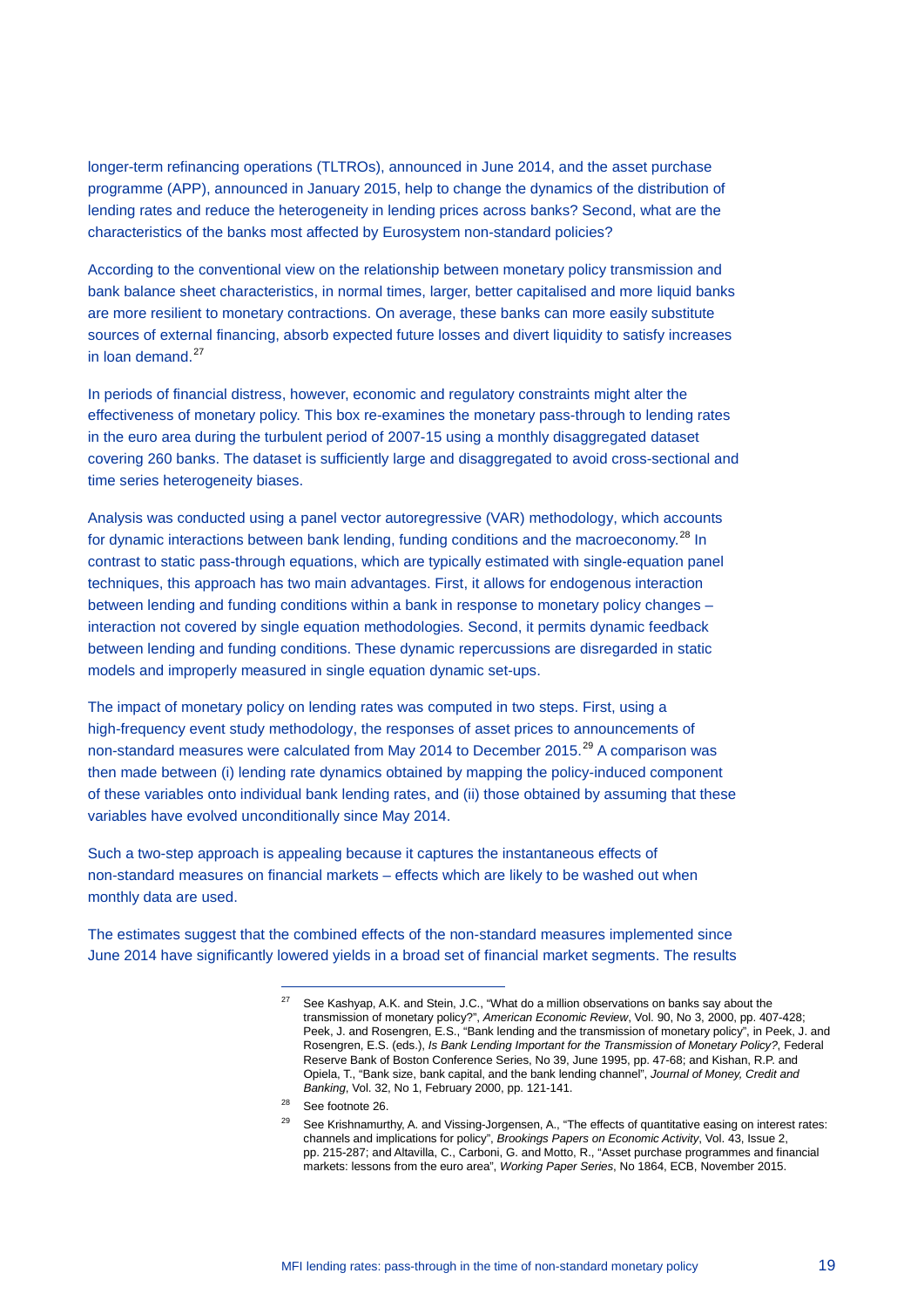longer-term refinancing operations (TLTROs), announced in June 2014, and the asset purchase programme (APP), announced in January 2015, help to change the dynamics of the distribution of lending rates and reduce the heterogeneity in lending prices across banks? Second, what are the characteristics of the banks most affected by Eurosystem non-standard policies?

According to the conventional view on the relationship between monetary policy transmission and bank balance sheet characteristics, in normal times, larger, better capitalised and more liquid banks are more resilient to monetary contractions. On average, these banks can more easily substitute sources of external financing, absorb expected future losses and divert liquidity to satisfy increases in loan demand.[27]

In periods of financial distress, however, economic and regulatory constraints might alter the effectiveness of monetary policy. This box re-examines the monetary pass-through to lending rates in the euro area during the turbulent period of 2007-15 using a monthly disaggregated dataset covering 260 banks. The dataset is sufficiently large and disaggregated to avoid cross-sectional and time series heterogeneity biases.

Analysis was conducted using a panel vector autoregressive (VAR) methodology, which accounts for dynamic interactions between bank lending, funding conditions and the macroeconomy.[28] In contrast to static pass-through equations, which are typically estimated with single-equation panel techniques, this approach has two main advantages. First, it allows for endogenous interaction between lending and funding conditions within a bank in response to monetary policy changes – interaction not covered by single equation methodologies. Second, it permits dynamic feedback between lending and funding conditions. These dynamic repercussions are disregarded in static models and improperly measured in single equation dynamic set-ups.

The impact of monetary policy on lending rates was computed in two steps. First, using a high-frequency event study methodology, the responses of asset prices to announcements of non-standard measures were calculated from May 2014 to December 2015.[29] A comparison was then made between (i) lending rate dynamics obtained by mapping the policy-induced component of these variables onto individual bank lending rates, and (ii) those obtained by assuming that these variables have evolved unconditionally since May 2014.

Such a two-step approach is appealing because it captures the instantaneous effects of non-standard measures on financial markets – effects which are likely to be washed out when monthly data are used.

The estimates suggest that the combined effects of the non-standard measures implemented since June 2014 have significantly lowered yields in a broad set of financial market segments. The results

---

[27] See Kashyap, A.K. and Stein, J.C., "What do a million observations on banks say about the transmission of monetary policy?", *American Economic Review*, Vol. 90, No 3, 2000, pp. 407-428; Peek, J. and Rosengren, E.S., "Bank lending and the transmission of monetary policy", in Peek, J. and Rosengren, E.S. (eds.), *Is Bank Lending Important for the Transmission of Monetary Policy?*, Federal Reserve Bank of Boston Conference Series, No 39, June 1995, pp. 47-68; and Kishan, R.P. and Opiela, T., "Bank size, bank capital, and the bank lending channel", *Journal of Money, Credit and Banking*, Vol. 32, No 1, February 2000, pp. 121-141.

[28] See footnote 26.

[29] See Krishnamurthy, A. and Vissing-Jorgensen, A., "The effects of quantitative easing on interest rates: channels and implications for policy", *Brookings Papers on Economic Activity*, Vol. 43, Issue 2, pp. 215-287; and Altavilla, C., Carboni, G. and Motto, R., "Asset purchase programmes and financial markets: lessons from the euro area", *Working Paper Series*, No 1864, ECB, November 2015.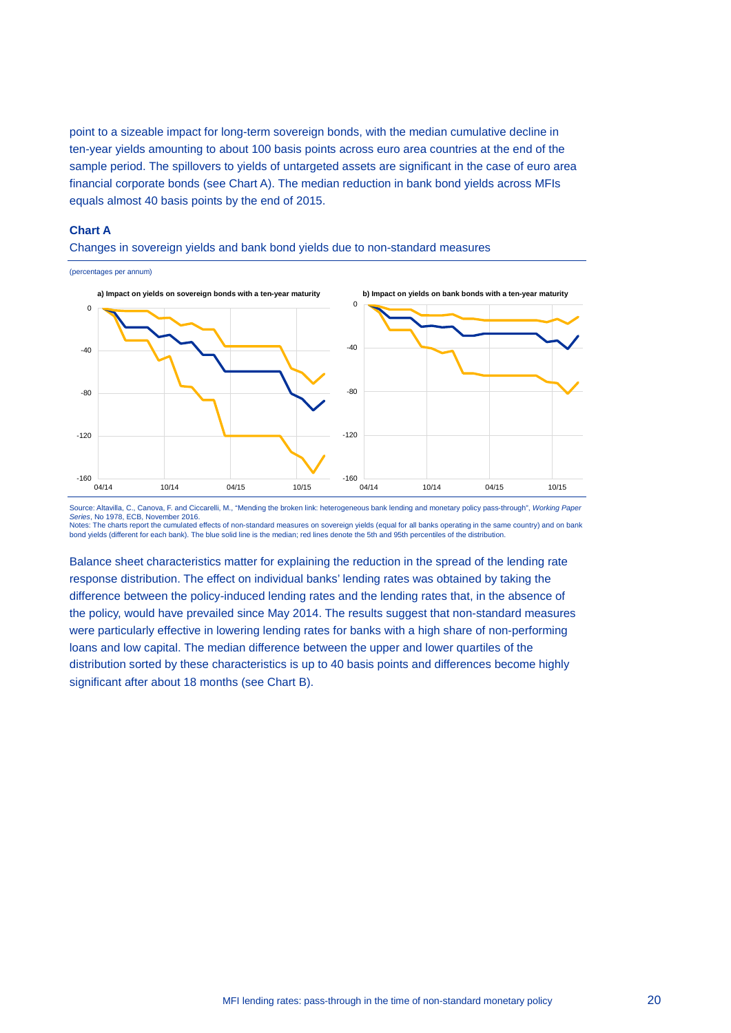point to a sizeable impact for long-term sovereign bonds, with the median cumulative decline in ten-year yields amounting to about 100 basis points across euro area countries at the end of the sample period. The spillovers to yields of untargeted assets are significant in the case of euro area financial corporate bonds (see Chart A). The median reduction in bank bond yields across MFIs equals almost 40 basis points by the end of 2015.

**Chart A**

Changes in sovereign yields and bank bond yields due to non-standard measures

(percentages per annum)

**a) Impact on yields on sovereign bonds with a ten-year maturity**

**b) Impact on yields on bank bonds with a ten-year maturity**

Source: Altavilla, C., Canova, F. and Ciccarelli, M., "Mending the broken link: heterogeneous bank lending and monetary policy pass-through", *Working Paper Series*, No 1978, ECB, November 2016.
Notes: The charts report the cumulated effects of non-standard measures on sovereign yields (equal for all banks operating in the same country) and on bank bond yields (different for each bank). The blue solid line is the median; red lines denote the 5th and 95th percentiles of the distribution.

Balance sheet characteristics matter for explaining the reduction in the spread of the lending rate response distribution. The effect on individual banks' lending rates was obtained by taking the difference between the policy-induced lending rates and the lending rates that, in the absence of the policy, would have prevailed since May 2014. The results suggest that non-standard measures were particularly effective in lowering lending rates for banks with a high share of non-performing loans and low capital. The median difference between the upper and lower quartiles of the distribution sorted by these characteristics is up to 40 basis points and differences become highly significant after about 18 months (see Chart B).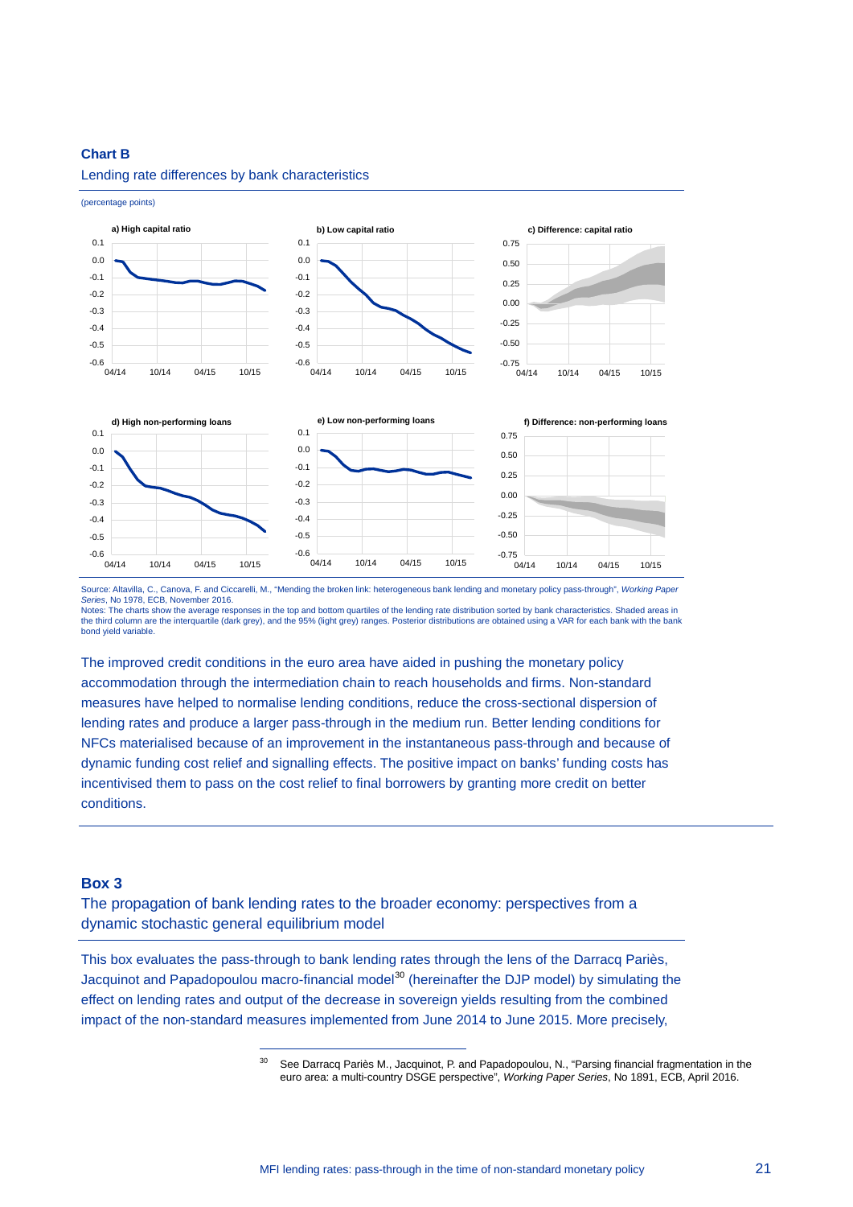**Chart B**

Lending rate differences by bank characteristics

(percentage points)

Source: Altavilla, C., Canova, F. and Ciccarelli, M., "Mending the broken link: heterogeneous bank lending and monetary policy pass-through", *Working Paper Series*, No 1978, ECB, November 2016.
Notes: The charts show the average responses in the top and bottom quartiles of the lending rate distribution sorted by bank characteristics. Shaded areas in the third column are the interquartile (dark grey), and the 95% (light grey) ranges. Posterior distributions are obtained using a VAR for each bank with the bank bond yield variable.

The improved credit conditions in the euro area have aided in pushing the monetary policy accommodation through the intermediation chain to reach households and firms. Non-standard measures have helped to normalise lending conditions, reduce the cross-sectional dispersion of lending rates and produce a larger pass-through in the medium run. Better lending conditions for NFCs materialised because of an improvement in the instantaneous pass-through and because of dynamic funding cost relief and signalling effects. The positive impact on banks' funding costs has incentivised them to pass on the cost relief to final borrowers by granting more credit on better conditions.

## Box 3

### The propagation of bank lending rates to the broader economy: perspectives from a dynamic stochastic general equilibrium model

This box evaluates the pass-through to bank lending rates through the lens of the Darracq Pariès, Jacquinot and Papadopoulou macro-financial model[30] (hereinafter the DJP model) by simulating the effect on lending rates and output of the decrease in sovereign yields resulting from the combined impact of the non-standard measures implemented from June 2014 to June 2015. More precisely,

[30] See Darracq Pariès M., Jacquinot, P. and Papadopoulou, N., "Parsing financial fragmentation in the euro area: a multi-country DSGE perspective", *Working Paper Series*, No 1891, ECB, April 2016.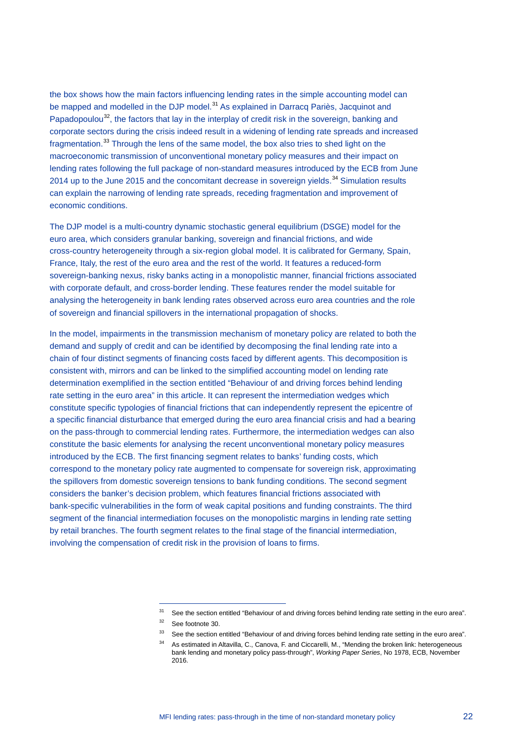the box shows how the main factors influencing lending rates in the simple accounting model can be mapped and modelled in the DJP model.[31] As explained in Darracq Pariès, Jacquinot and Papadopoulou[32], the factors that lay in the interplay of credit risk in the sovereign, banking and corporate sectors during the crisis indeed result in a widening of lending rate spreads and increased fragmentation.[33] Through the lens of the same model, the box also tries to shed light on the macroeconomic transmission of unconventional monetary policy measures and their impact on lending rates following the full package of non-standard measures introduced by the ECB from June 2014 up to the June 2015 and the concomitant decrease in sovereign yields.[34] Simulation results can explain the narrowing of lending rate spreads, receding fragmentation and improvement of economic conditions.

The DJP model is a multi-country dynamic stochastic general equilibrium (DSGE) model for the euro area, which considers granular banking, sovereign and financial frictions, and wide cross-country heterogeneity through a six-region global model. It is calibrated for Germany, Spain, France, Italy, the rest of the euro area and the rest of the world. It features a reduced-form sovereign-banking nexus, risky banks acting in a monopolistic manner, financial frictions associated with corporate default, and cross-border lending. These features render the model suitable for analysing the heterogeneity in bank lending rates observed across euro area countries and the role of sovereign and financial spillovers in the international propagation of shocks.

In the model, impairments in the transmission mechanism of monetary policy are related to both the demand and supply of credit and can be identified by decomposing the final lending rate into a chain of four distinct segments of financing costs faced by different agents. This decomposition is consistent with, mirrors and can be linked to the simplified accounting model on lending rate determination exemplified in the section entitled "Behaviour of and driving forces behind lending rate setting in the euro area" in this article. It can represent the intermediation wedges which constitute specific typologies of financial frictions that can independently represent the epicentre of a specific financial disturbance that emerged during the euro area financial crisis and had a bearing on the pass-through to commercial lending rates. Furthermore, the intermediation wedges can also constitute the basic elements for analysing the recent unconventional monetary policy measures introduced by the ECB. The first financing segment relates to banks' funding costs, which correspond to the monetary policy rate augmented to compensate for sovereign risk, approximating the spillovers from domestic sovereign tensions to bank funding conditions. The second segment considers the banker's decision problem, which features financial frictions associated with bank-specific vulnerabilities in the form of weak capital positions and funding constraints. The third segment of the financial intermediation focuses on the monopolistic margins in lending rate setting by retail branches. The fourth segment relates to the final stage of the financial intermediation, involving the compensation of credit risk in the provision of loans to firms.

---

[31] See the section entitled "Behaviour of and driving forces behind lending rate setting in the euro area".

[32] See footnote 30.

[33] See the section entitled "Behaviour of and driving forces behind lending rate setting in the euro area".

[34] As estimated in Altavilla, C., Canova, F. and Ciccarelli, M., "Mending the broken link: heterogeneous bank lending and monetary policy pass-through", *Working Paper Series*, No 1978, ECB, November 2016.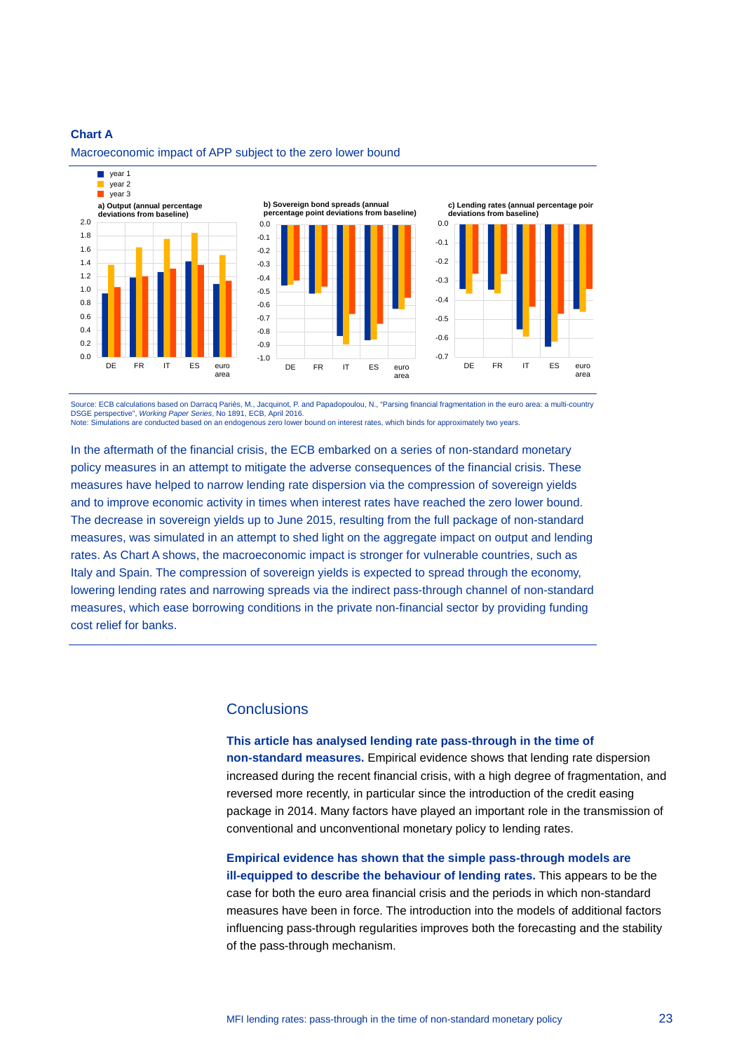**Chart A**

Macroeconomic impact of APP subject to the zero lower bound

Source: ECB calculations based on Darracq Pariès, M., Jacquinot, P. and Papadopoulou, N., "Parsing financial fragmentation in the euro area: a multi-country DSGE perspective", *Working Paper Series*, No 1891, ECB, April 2016.
Note: Simulations are conducted based on an endogenous zero lower bound on interest rates, which binds for approximately two years.

In the aftermath of the financial crisis, the ECB embarked on a series of non-standard monetary policy measures in an attempt to mitigate the adverse consequences of the financial crisis. These measures have helped to narrow lending rate dispersion via the compression of sovereign yields and to improve economic activity in times when interest rates have reached the zero lower bound. The decrease in sovereign yields up to June 2015, resulting from the full package of non-standard measures, was simulated in an attempt to shed light on the aggregate impact on output and lending rates. As Chart A shows, the macroeconomic impact is stronger for vulnerable countries, such as Italy and Spain. The compression of sovereign yields is expected to spread through the economy, lowering lending rates and narrowing spreads via the indirect pass-through channel of non-standard measures, which ease borrowing conditions in the private non-financial sector by providing funding cost relief for banks.

## Conclusions

**This article has analysed lending rate pass-through in the time of non-standard measures.** Empirical evidence shows that lending rate dispersion increased during the recent financial crisis, with a high degree of fragmentation, and reversed more recently, in particular since the introduction of the credit easing package in 2014. Many factors have played an important role in the transmission of conventional and unconventional monetary policy to lending rates.

**Empirical evidence has shown that the simple pass-through models are ill-equipped to describe the behaviour of lending rates.** This appears to be the case for both the euro area financial crisis and the periods in which non-standard measures have been in force. The introduction into the models of additional factors influencing pass-through regularities improves both the forecasting and the stability of the pass-through mechanism.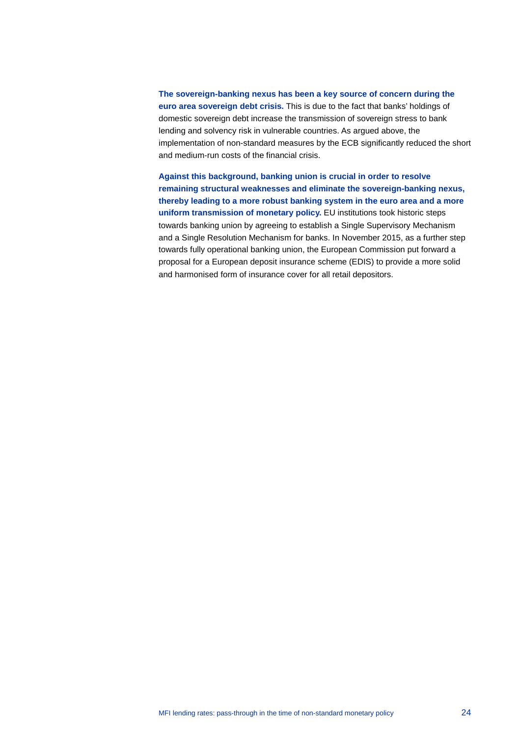**The sovereign-banking nexus has been a key source of concern during the euro area sovereign debt crisis.** This is due to the fact that banks' holdings of domestic sovereign debt increase the transmission of sovereign stress to bank lending and solvency risk in vulnerable countries. As argued above, the implementation of non-standard measures by the ECB significantly reduced the short and medium-run costs of the financial crisis.

**Against this background, banking union is crucial in order to resolve remaining structural weaknesses and eliminate the sovereign-banking nexus, thereby leading to a more robust banking system in the euro area and a more uniform transmission of monetary policy.** EU institutions took historic steps towards banking union by agreeing to establish a Single Supervisory Mechanism and a Single Resolution Mechanism for banks. In November 2015, as a further step towards fully operational banking union, the European Commission put forward a proposal for a European deposit insurance scheme (EDIS) to provide a more solid and harmonised form of insurance cover for all retail depositors.